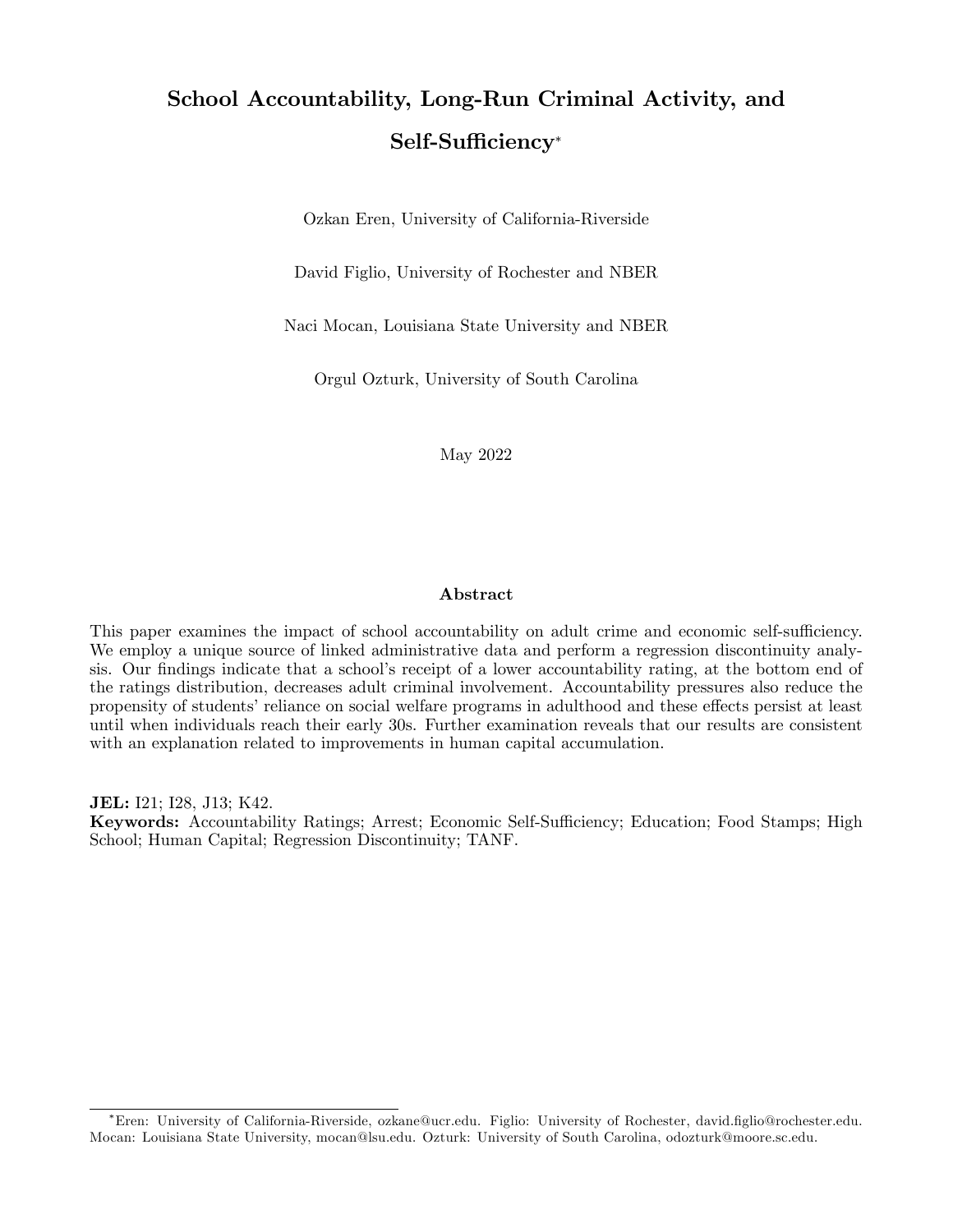# School Accountability, Long-Run Criminal Activity, and Self-Sufficiency*

Ozkan Eren, University of California-Riverside

David Figlio, University of Rochester and NBER

Naci Mocan, Louisiana State University and NBER

Orgul Ozturk, University of South Carolina

May 2022

## Abstract

This paper examines the impact of school accountability on adult crime and economic self-sufficiency. We employ a unique source of linked administrative data and perform a regression discontinuity analysis. Our findings indicate that a school's receipt of a lower accountability rating, at the bottom end of the ratings distribution, decreases adult criminal involvement. Accountability pressures also reduce the propensity of students' reliance on social welfare programs in adulthood and these effects persist at least until when individuals reach their early 30s. Further examination reveals that our results are consistent with an explanation related to improvements in human capital accumulation.

**JEL:** I21; I28; J13; K42.

**Keywords:** Accountability Ratings; Arrest; Economic Self-Sufficiency; Education; Food Stamps; High School; Human Capital; Regression Discontinuity; TANF.

---

*Eren: University of California-Riverside, ozkane@ucr.edu. Figlio: University of Rochester, david.figlio@rochester.edu. Mocan: Louisiana State University, mocan@lsu.edu. Ozturk: University of South Carolina, odozturk@moore.sc.edu.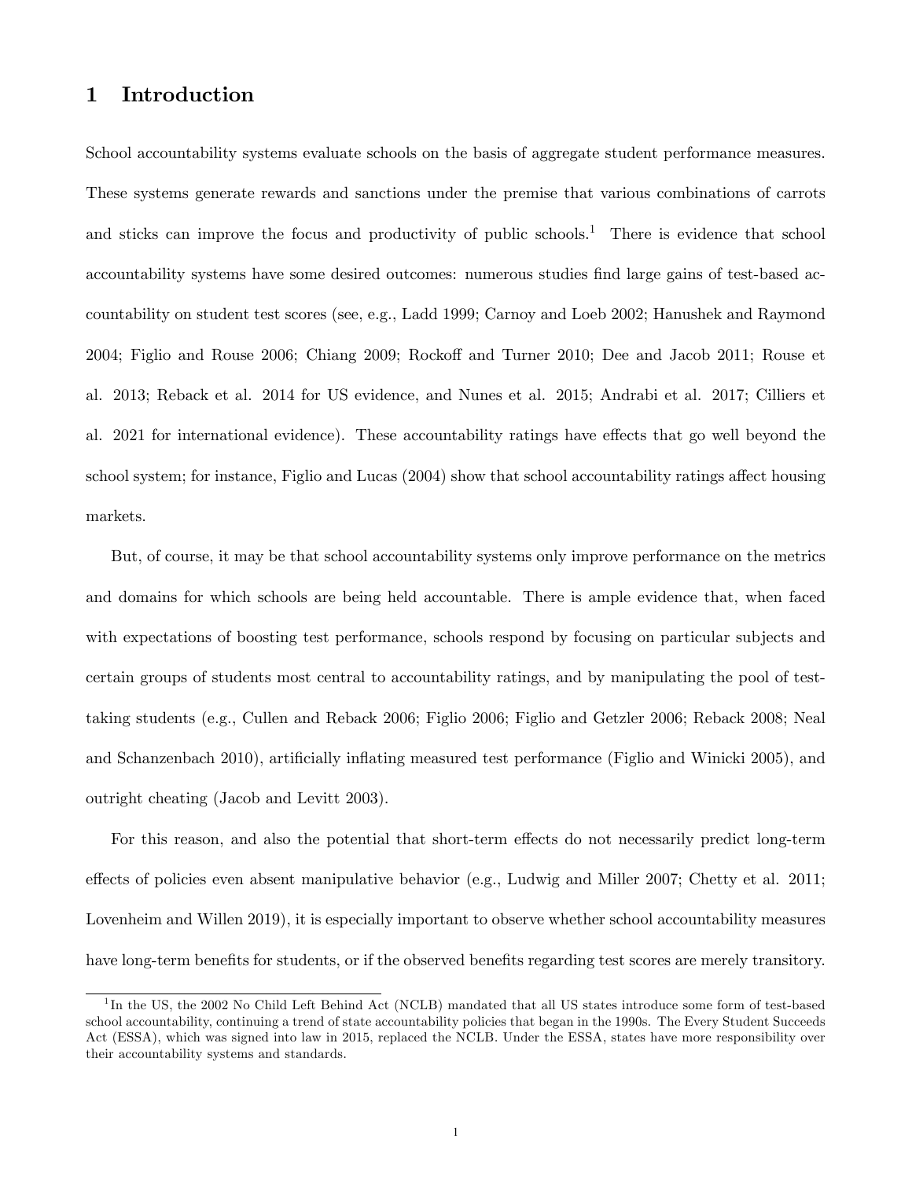# 1 Introduction

School accountability systems evaluate schools on the basis of aggregate student performance measures. These systems generate rewards and sanctions under the premise that various combinations of carrots and sticks can improve the focus and productivity of public schools.[1] There is evidence that school accountability systems have some desired outcomes: numerous studies find large gains of test-based accountability on student test scores (see, e.g., Ladd 1999; Carnoy and Loeb 2002; Hanushek and Raymond 2004; Figlio and Rouse 2006; Chiang 2009; Rockoff and Turner 2010; Dee and Jacob 2011; Rouse et al. 2013; Reback et al. 2014 for US evidence, and Nunes et al. 2015; Andrabi et al. 2017; Cilliers et al. 2021 for international evidence). These accountability ratings have effects that go well beyond the school system; for instance, Figlio and Lucas (2004) show that school accountability ratings affect housing markets.

But, of course, it may be that school accountability systems only improve performance on the metrics and domains for which schools are being held accountable. There is ample evidence that, when faced with expectations of boosting test performance, schools respond by focusing on particular subjects and certain groups of students most central to accountability ratings, and by manipulating the pool of test-taking students (e.g., Cullen and Reback 2006; Figlio 2006; Figlio and Getzler 2006; Reback 2008; Neal and Schanzenbach 2010), artificially inflating measured test performance (Figlio and Winicki 2005), and outright cheating (Jacob and Levitt 2003).

For this reason, and also the potential that short-term effects do not necessarily predict long-term effects of policies even absent manipulative behavior (e.g., Ludwig and Miller 2007; Chetty et al. 2011; Lovenheim and Willen 2019), it is especially important to observe whether school accountability measures have long-term benefits for students, or if the observed benefits regarding test scores are merely transitory.

[1] In the US, the 2002 No Child Left Behind Act (NCLB) mandated that all US states introduce some form of test-based school accountability, continuing a trend of state accountability policies that began in the 1990s. The Every Student Succeeds Act (ESSA), which was signed into law in 2015, replaced the NCLB. Under the ESSA, states have more responsibility over their accountability systems and standards.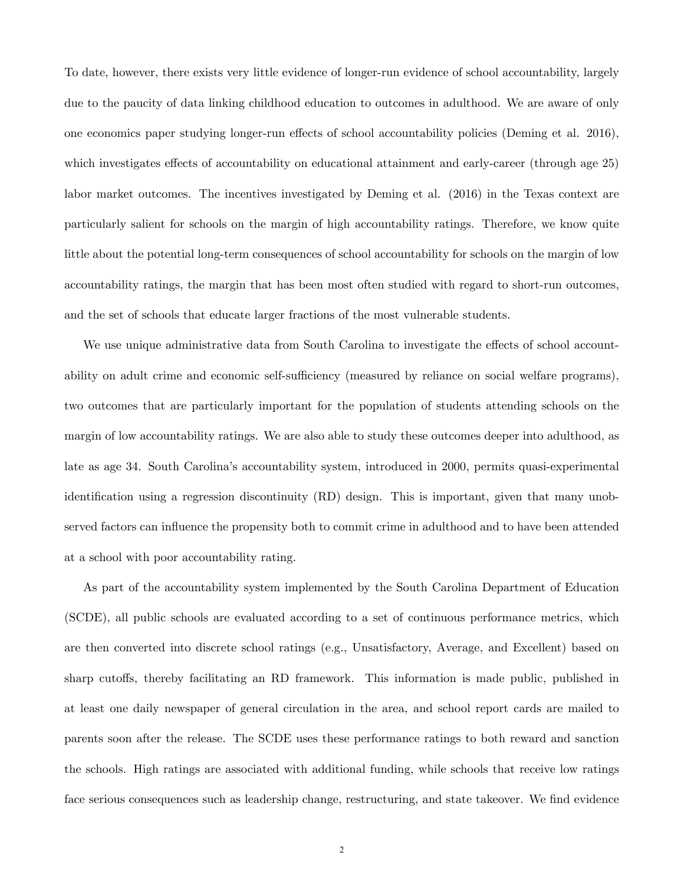To date, however, there exists very little evidence of longer-run evidence of school accountability, largely due to the paucity of data linking childhood education to outcomes in adulthood. We are aware of only one economics paper studying longer-run effects of school accountability policies (Deming et al. 2016), which investigates effects of accountability on educational attainment and early-career (through age 25) labor market outcomes. The incentives investigated by Deming et al. (2016) in the Texas context are particularly salient for schools on the margin of high accountability ratings. Therefore, we know quite little about the potential long-term consequences of school accountability for schools on the margin of low accountability ratings, the margin that has been most often studied with regard to short-run outcomes, and the set of schools that educate larger fractions of the most vulnerable students.

We use unique administrative data from South Carolina to investigate the effects of school accountability on adult crime and economic self-sufficiency (measured by reliance on social welfare programs), two outcomes that are particularly important for the population of students attending schools on the margin of low accountability ratings. We are also able to study these outcomes deeper into adulthood, as late as age 34. South Carolina's accountability system, introduced in 2000, permits quasi-experimental identification using a regression discontinuity (RD) design. This is important, given that many unobserved factors can influence the propensity both to commit crime in adulthood and to have been attended at a school with poor accountability rating.

As part of the accountability system implemented by the South Carolina Department of Education (SCDE), all public schools are evaluated according to a set of continuous performance metrics, which are then converted into discrete school ratings (e.g., Unsatisfactory, Average, and Excellent) based on sharp cutoffs, thereby facilitating an RD framework. This information is made public, published in at least one daily newspaper of general circulation in the area, and school report cards are mailed to parents soon after the release. The SCDE uses these performance ratings to both reward and sanction the schools. High ratings are associated with additional funding, while schools that receive low ratings face serious consequences such as leadership change, restructuring, and state takeover. We find evidence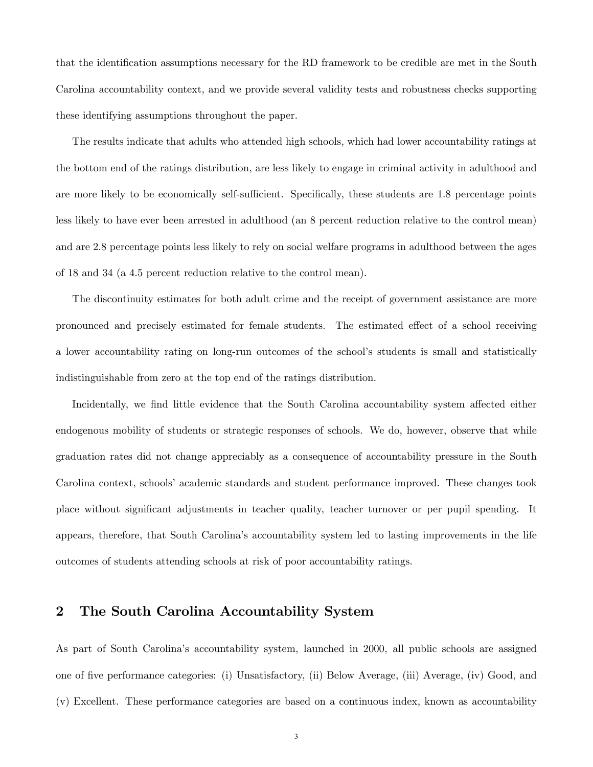that the identification assumptions necessary for the RD framework to be credible are met in the South Carolina accountability context, and we provide several validity tests and robustness checks supporting these identifying assumptions throughout the paper.

The results indicate that adults who attended high schools, which had lower accountability ratings at the bottom end of the ratings distribution, are less likely to engage in criminal activity in adulthood and are more likely to be economically self-sufficient. Specifically, these students are 1.8 percentage points less likely to have ever been arrested in adulthood (an 8 percent reduction relative to the control mean) and are 2.8 percentage points less likely to rely on social welfare programs in adulthood between the ages of 18 and 34 (a 4.5 percent reduction relative to the control mean).

The discontinuity estimates for both adult crime and the receipt of government assistance are more pronounced and precisely estimated for female students. The estimated effect of a school receiving a lower accountability rating on long-run outcomes of the school's students is small and statistically indistinguishable from zero at the top end of the ratings distribution.

Incidentally, we find little evidence that the South Carolina accountability system affected either endogenous mobility of students or strategic responses of schools. We do, however, observe that while graduation rates did not change appreciably as a consequence of accountability pressure in the South Carolina context, schools' academic standards and student performance improved. These changes took place without significant adjustments in teacher quality, teacher turnover or per pupil spending. It appears, therefore, that South Carolina's accountability system led to lasting improvements in the life outcomes of students attending schools at risk of poor accountability ratings.

## 2 The South Carolina Accountability System

As part of South Carolina's accountability system, launched in 2000, all public schools are assigned one of five performance categories: (i) Unsatisfactory, (ii) Below Average, (iii) Average, (iv) Good, and (v) Excellent. These performance categories are based on a continuous index, known as accountability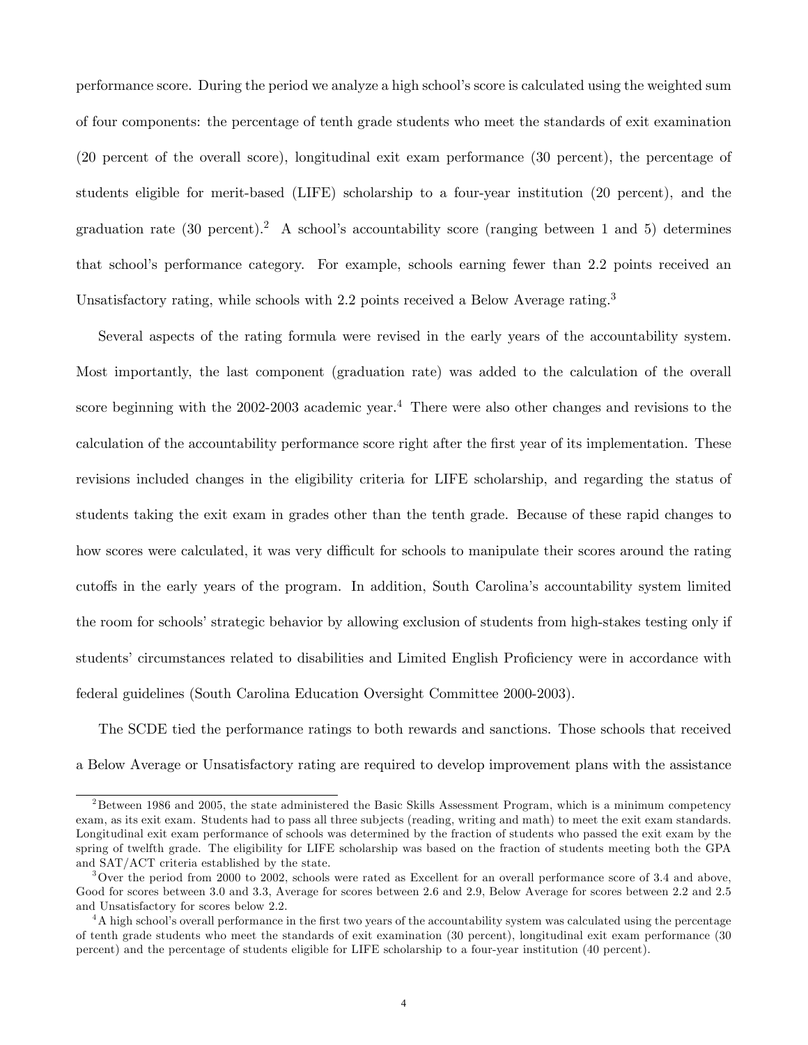performance score. During the period we analyze a high school's score is calculated using the weighted sum of four components: the percentage of tenth grade students who meet the standards of exit examination (20 percent of the overall score), longitudinal exit exam performance (30 percent), the percentage of students eligible for merit-based (LIFE) scholarship to a four-year institution (20 percent), and the graduation rate (30 percent).[2] A school's accountability score (ranging between 1 and 5) determines that school's performance category. For example, schools earning fewer than 2.2 points received an Unsatisfactory rating, while schools with 2.2 points received a Below Average rating.[3]

Several aspects of the rating formula were revised in the early years of the accountability system. Most importantly, the last component (graduation rate) was added to the calculation of the overall score beginning with the 2002-2003 academic year.[4] There were also other changes and revisions to the calculation of the accountability performance score right after the first year of its implementation. These revisions included changes in the eligibility criteria for LIFE scholarship, and regarding the status of students taking the exit exam in grades other than the tenth grade. Because of these rapid changes to how scores were calculated, it was very difficult for schools to manipulate their scores around the rating cutoffs in the early years of the program. In addition, South Carolina's accountability system limited the room for schools' strategic behavior by allowing exclusion of students from high-stakes testing only if students' circumstances related to disabilities and Limited English Proficiency were in accordance with federal guidelines (South Carolina Education Oversight Committee 2000-2003).

The SCDE tied the performance ratings to both rewards and sanctions. Those schools that received a Below Average or Unsatisfactory rating are required to develop improvement plans with the assistance

---

[2] Between 1986 and 2005, the state administered the Basic Skills Assessment Program, which is a minimum competency exam, as its exit exam. Students had to pass all three subjects (reading, writing and math) to meet the exit exam standards. Longitudinal exit exam performance of schools was determined by the fraction of students who passed the exit exam by the spring of twelfth grade. The eligibility for LIFE scholarship was based on the fraction of students meeting both the GPA and SAT/ACT criteria established by the state.

[3] Over the period from 2000 to 2002, schools were rated as Excellent for an overall performance score of 3.4 and above, Good for scores between 3.0 and 3.3, Average for scores between 2.6 and 2.9, Below Average for scores between 2.2 and 2.5 and Unsatisfactory for scores below 2.2.

[4] A high school's overall performance in the first two years of the accountability system was calculated using the percentage of tenth grade students who meet the standards of exit examination (30 percent), longitudinal exit exam performance (30 percent) and the percentage of students eligible for LIFE scholarship to a four-year institution (40 percent).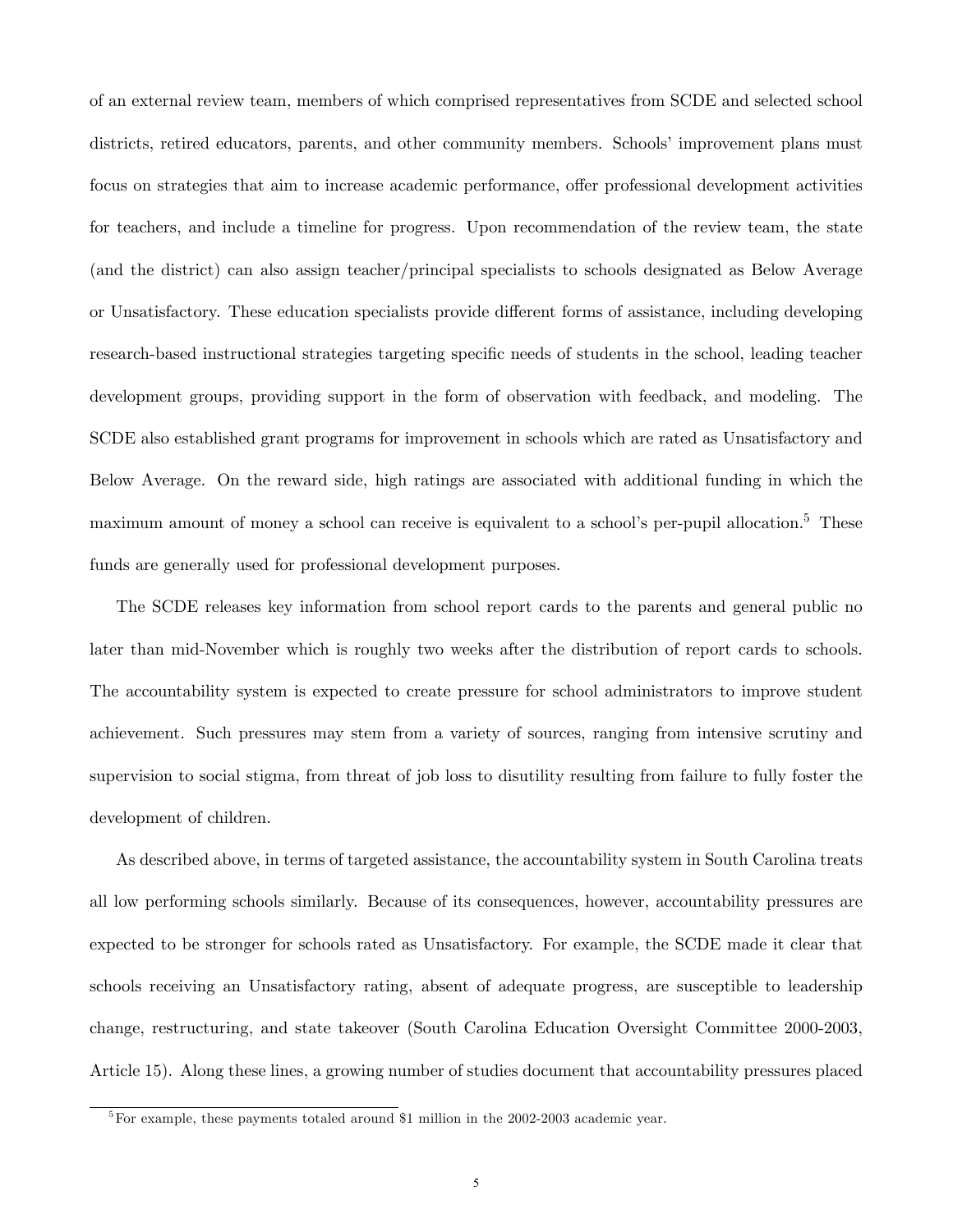of an external review team, members of which comprised representatives from SCDE and selected school districts, retired educators, parents, and other community members. Schools' improvement plans must focus on strategies that aim to increase academic performance, offer professional development activities for teachers, and include a timeline for progress. Upon recommendation of the review team, the state (and the district) can also assign teacher/principal specialists to schools designated as Below Average or Unsatisfactory. These education specialists provide different forms of assistance, including developing research-based instructional strategies targeting specific needs of students in the school, leading teacher development groups, providing support in the form of observation with feedback, and modeling. The SCDE also established grant programs for improvement in schools which are rated as Unsatisfactory and Below Average. On the reward side, high ratings are associated with additional funding in which the maximum amount of money a school can receive is equivalent to a school's per-pupil allocation.[5] These funds are generally used for professional development purposes.

The SCDE releases key information from school report cards to the parents and general public no later than mid-November which is roughly two weeks after the distribution of report cards to schools. The accountability system is expected to create pressure for school administrators to improve student achievement. Such pressures may stem from a variety of sources, ranging from intensive scrutiny and supervision to social stigma, from threat of job loss to disutility resulting from failure to fully foster the development of children.

As described above, in terms of targeted assistance, the accountability system in South Carolina treats all low performing schools similarly. Because of its consequences, however, accountability pressures are expected to be stronger for schools rated as Unsatisfactory. For example, the SCDE made it clear that schools receiving an Unsatisfactory rating, absent of adequate progress, are susceptible to leadership change, restructuring, and state takeover (South Carolina Education Oversight Committee 2000-2003, Article 15). Along these lines, a growing number of studies document that accountability pressures placed

[5] For example, these payments totaled around $1 million in the 2002-2003 academic year.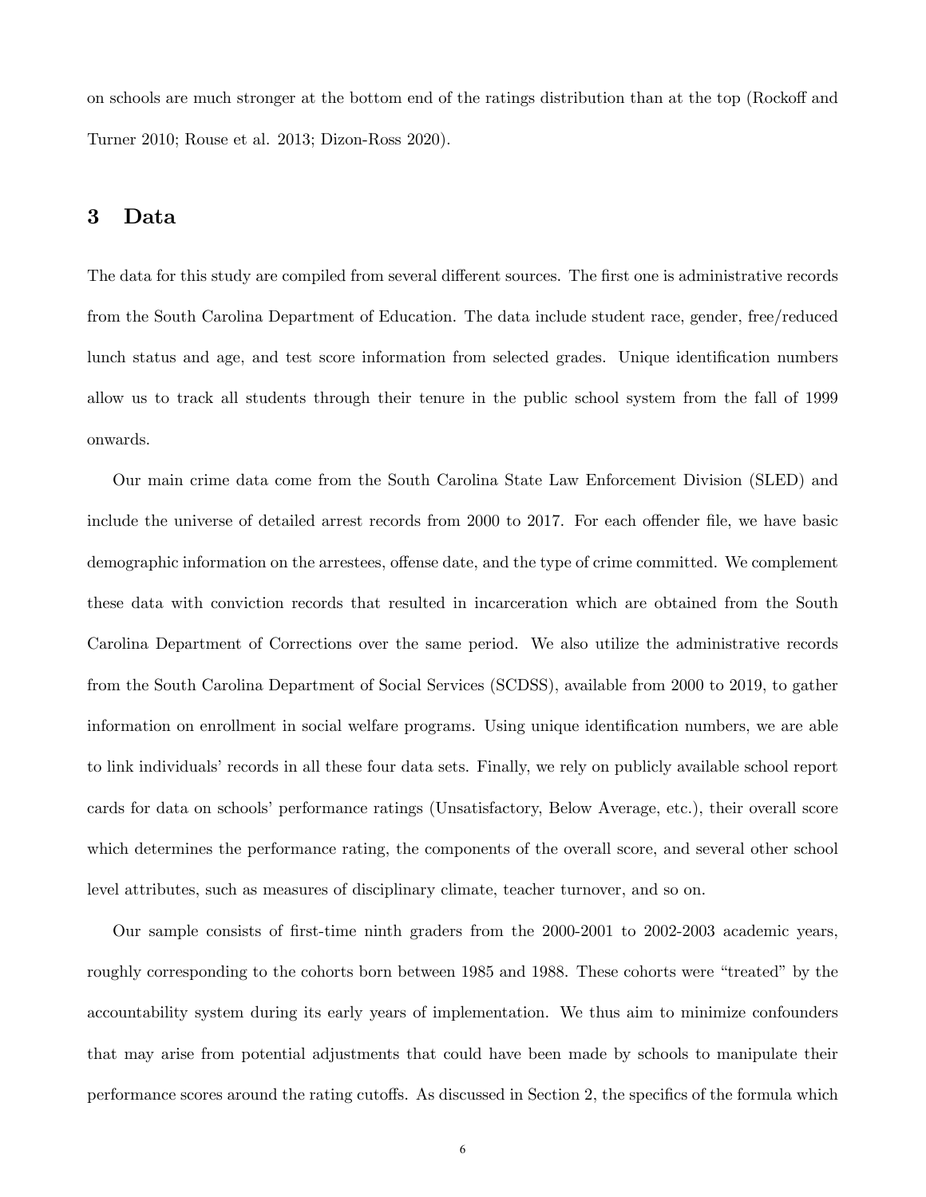on schools are much stronger at the bottom end of the ratings distribution than at the top (Rockoff and Turner 2010; Rouse et al. 2013; Dizon-Ross 2020).

## 3 Data

The data for this study are compiled from several different sources. The first one is administrative records from the South Carolina Department of Education. The data include student race, gender, free/reduced lunch status and age, and test score information from selected grades. Unique identification numbers allow us to track all students through their tenure in the public school system from the fall of 1999 onwards.

Our main crime data come from the South Carolina State Law Enforcement Division (SLED) and include the universe of detailed arrest records from 2000 to 2017. For each offender file, we have basic demographic information on the arrestees, offense date, and the type of crime committed. We complement these data with conviction records that resulted in incarceration which are obtained from the South Carolina Department of Corrections over the same period. We also utilize the administrative records from the South Carolina Department of Social Services (SCDSS), available from 2000 to 2019, to gather information on enrollment in social welfare programs. Using unique identification numbers, we are able to link individuals' records in all these four data sets. Finally, we rely on publicly available school report cards for data on schools' performance ratings (Unsatisfactory, Below Average, etc.), their overall score which determines the performance rating, the components of the overall score, and several other school level attributes, such as measures of disciplinary climate, teacher turnover, and so on.

Our sample consists of first-time ninth graders from the 2000-2001 to 2002-2003 academic years, roughly corresponding to the cohorts born between 1985 and 1988. These cohorts were "treated" by the accountability system during its early years of implementation. We thus aim to minimize confounders that may arise from potential adjustments that could have been made by schools to manipulate their performance scores around the rating cutoffs. As discussed in Section 2, the specifics of the formula which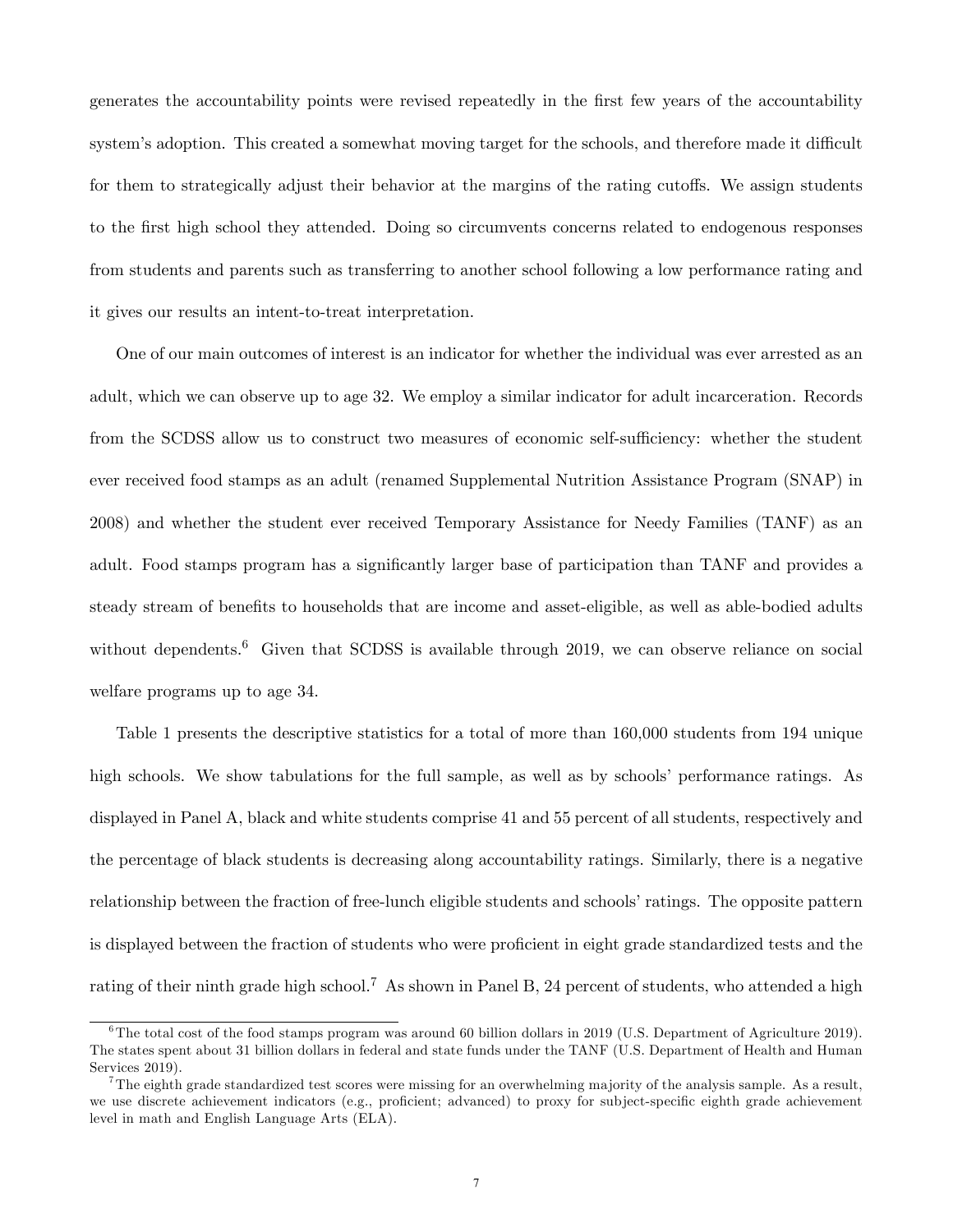generates the accountability points were revised repeatedly in the first few years of the accountability system's adoption. This created a somewhat moving target for the schools, and therefore made it difficult for them to strategically adjust their behavior at the margins of the rating cutoffs. We assign students to the first high school they attended. Doing so circumvents concerns related to endogenous responses from students and parents such as transferring to another school following a low performance rating and it gives our results an intent-to-treat interpretation.

One of our main outcomes of interest is an indicator for whether the individual was ever arrested as an adult, which we can observe up to age 32. We employ a similar indicator for adult incarceration. Records from the SCDSS allow us to construct two measures of economic self-sufficiency: whether the student ever received food stamps as an adult (renamed Supplemental Nutrition Assistance Program (SNAP) in 2008) and whether the student ever received Temporary Assistance for Needy Families (TANF) as an adult. Food stamps program has a significantly larger base of participation than TANF and provides a steady stream of benefits to households that are income and asset-eligible, as well as able-bodied adults without dependents.[6] Given that SCDSS is available through 2019, we can observe reliance on social welfare programs up to age 34.

Table 1 presents the descriptive statistics for a total of more than 160,000 students from 194 unique high schools. We show tabulations for the full sample, as well as by schools' performance ratings. As displayed in Panel A, black and white students comprise 41 and 55 percent of all students, respectively and the percentage of black students is decreasing along accountability ratings. Similarly, there is a negative relationship between the fraction of free-lunch eligible students and schools' ratings. The opposite pattern is displayed between the fraction of students who were proficient in eight grade standardized tests and the rating of their ninth grade high school.[7] As shown in Panel B, 24 percent of students, who attended a high

[6] The total cost of the food stamps program was around 60 billion dollars in 2019 (U.S. Department of Agriculture 2019). The states spent about 31 billion dollars in federal and state funds under the TANF (U.S. Department of Health and Human Services 2019).

[7] The eighth grade standardized test scores were missing for an overwhelming majority of the analysis sample. As a result, we use discrete achievement indicators (e.g., proficient; advanced) to proxy for subject-specific eighth grade achievement level in math and English Language Arts (ELA).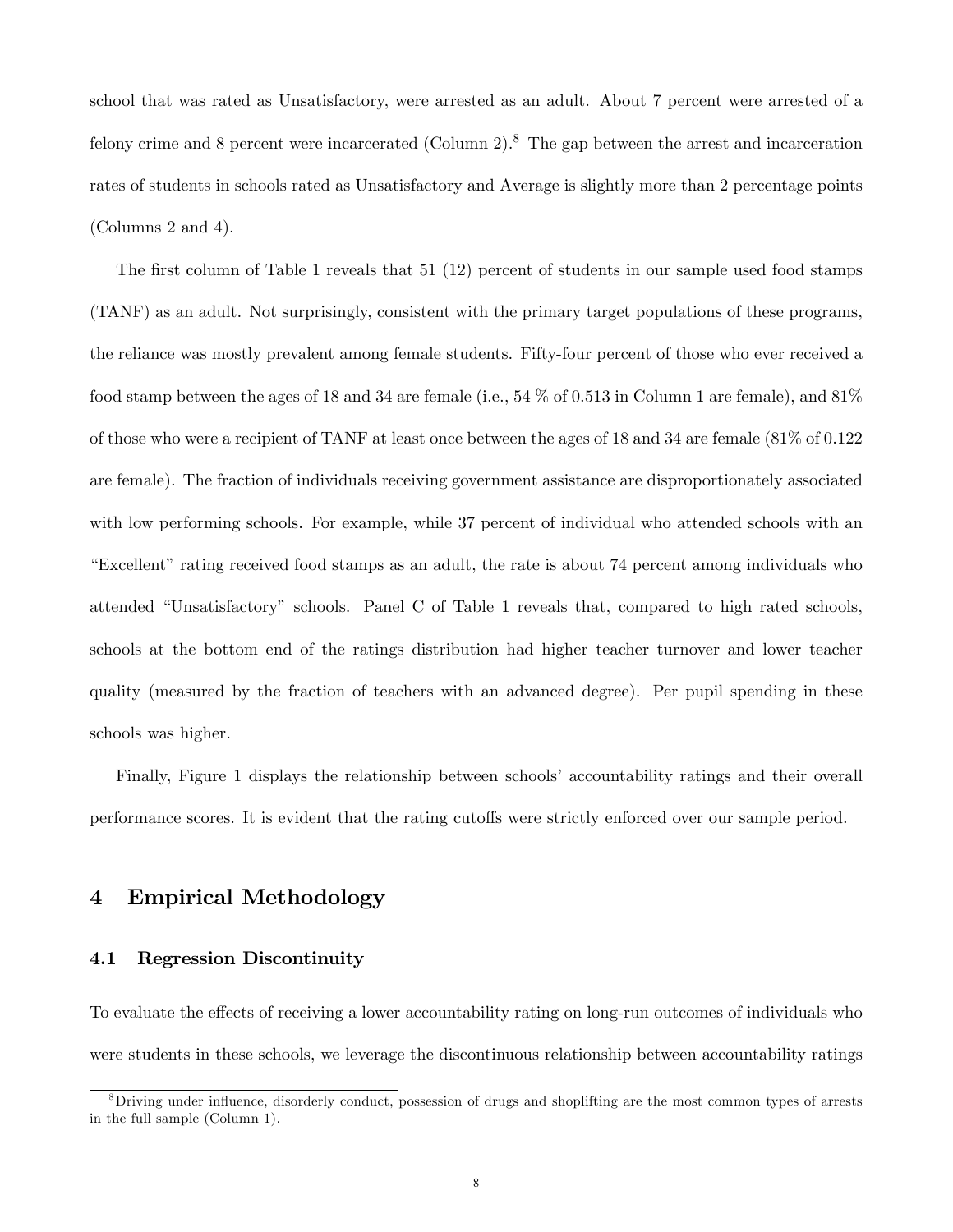school that was rated as Unsatisfactory, were arrested as an adult. About 7 percent were arrested of a felony crime and 8 percent were incarcerated (Column 2).[8] The gap between the arrest and incarceration rates of students in schools rated as Unsatisfactory and Average is slightly more than 2 percentage points (Columns 2 and 4).

The first column of Table 1 reveals that 51 (12) percent of students in our sample used food stamps (TANF) as an adult. Not surprisingly, consistent with the primary target populations of these programs, the reliance was mostly prevalent among female students. Fifty-four percent of those who ever received a food stamp between the ages of 18 and 34 are female (i.e., 54 % of 0.513 in Column 1 are female), and 81% of those who were a recipient of TANF at least once between the ages of 18 and 34 are female (81% of 0.122 are female). The fraction of individuals receiving government assistance are disproportionately associated with low performing schools. For example, while 37 percent of individual who attended schools with an "Excellent" rating received food stamps as an adult, the rate is about 74 percent among individuals who attended "Unsatisfactory" schools. Panel C of Table 1 reveals that, compared to high rated schools, schools at the bottom end of the ratings distribution had higher teacher turnover and lower teacher quality (measured by the fraction of teachers with an advanced degree). Per pupil spending in these schools was higher.

Finally, Figure 1 displays the relationship between schools' accountability ratings and their overall performance scores. It is evident that the rating cutoffs were strictly enforced over our sample period.

## 4 Empirical Methodology

### 4.1 Regression Discontinuity

To evaluate the effects of receiving a lower accountability rating on long-run outcomes of individuals who were students in these schools, we leverage the discontinuous relationship between accountability ratings

[8] Driving under influence, disorderly conduct, possession of drugs and shoplifting are the most common types of arrests in the full sample (Column 1).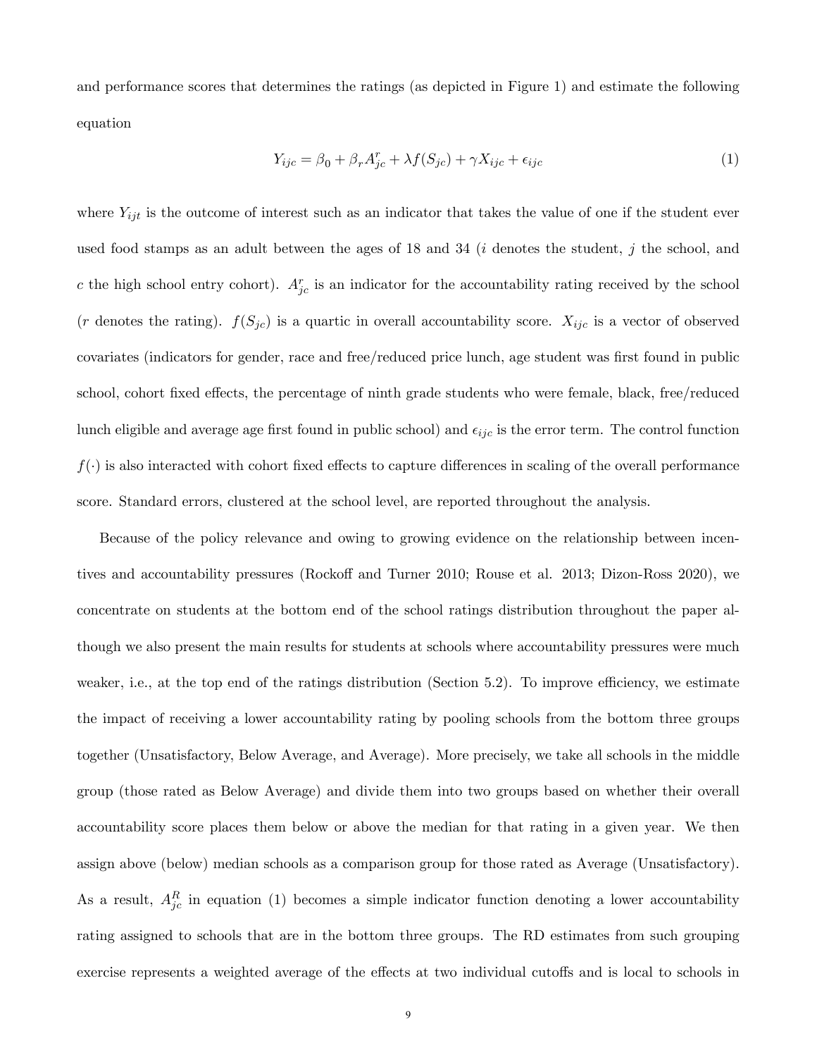and performance scores that determines the ratings (as depicted in Figure 1) and estimate the following equation

$$Y_{ijc} = \beta_0 + \beta_r A^r_{jc} + \lambda f(S_{jc}) + \gamma X_{ijc} + \epsilon_{ijc} \tag{1}$$

where $Y_{ijt}$ is the outcome of interest such as an indicator that takes the value of one if the student ever used food stamps as an adult between the ages of 18 and 34 ($i$ denotes the student, $j$ the school, and $c$ the high school entry cohort). $A^r_{jc}$ is an indicator for the accountability rating received by the school ($r$ denotes the rating). $f(S_{jc})$ is a quartic in overall accountability score. $X_{ijc}$ is a vector of observed covariates (indicators for gender, race and free/reduced price lunch, age student was first found in public school, cohort fixed effects, the percentage of ninth grade students who were female, black, free/reduced lunch eligible and average age first found in public school) and $\epsilon_{ijc}$ is the error term. The control function $f(\cdot)$ is also interacted with cohort fixed effects to capture differences in scaling of the overall performance score. Standard errors, clustered at the school level, are reported throughout the analysis.

Because of the policy relevance and owing to growing evidence on the relationship between incentives and accountability pressures (Rockoff and Turner 2010; Rouse et al. 2013; Dizon-Ross 2020), we concentrate on students at the bottom end of the school ratings distribution throughout the paper although we also present the main results for students at schools where accountability pressures were much weaker, i.e., at the top end of the ratings distribution (Section 5.2). To improve efficiency, we estimate the impact of receiving a lower accountability rating by pooling schools from the bottom three groups together (Unsatisfactory, Below Average, and Average). More precisely, we take all schools in the middle group (those rated as Below Average) and divide them into two groups based on whether their overall accountability score places them below or above the median for that rating in a given year. We then assign above (below) median schools as a comparison group for those rated as Average (Unsatisfactory). As a result, $A^R_{jc}$ in equation (1) becomes a simple indicator function denoting a lower accountability rating assigned to schools that are in the bottom three groups. The RD estimates from such grouping exercise represents a weighted average of the effects at two individual cutoffs and is local to schools in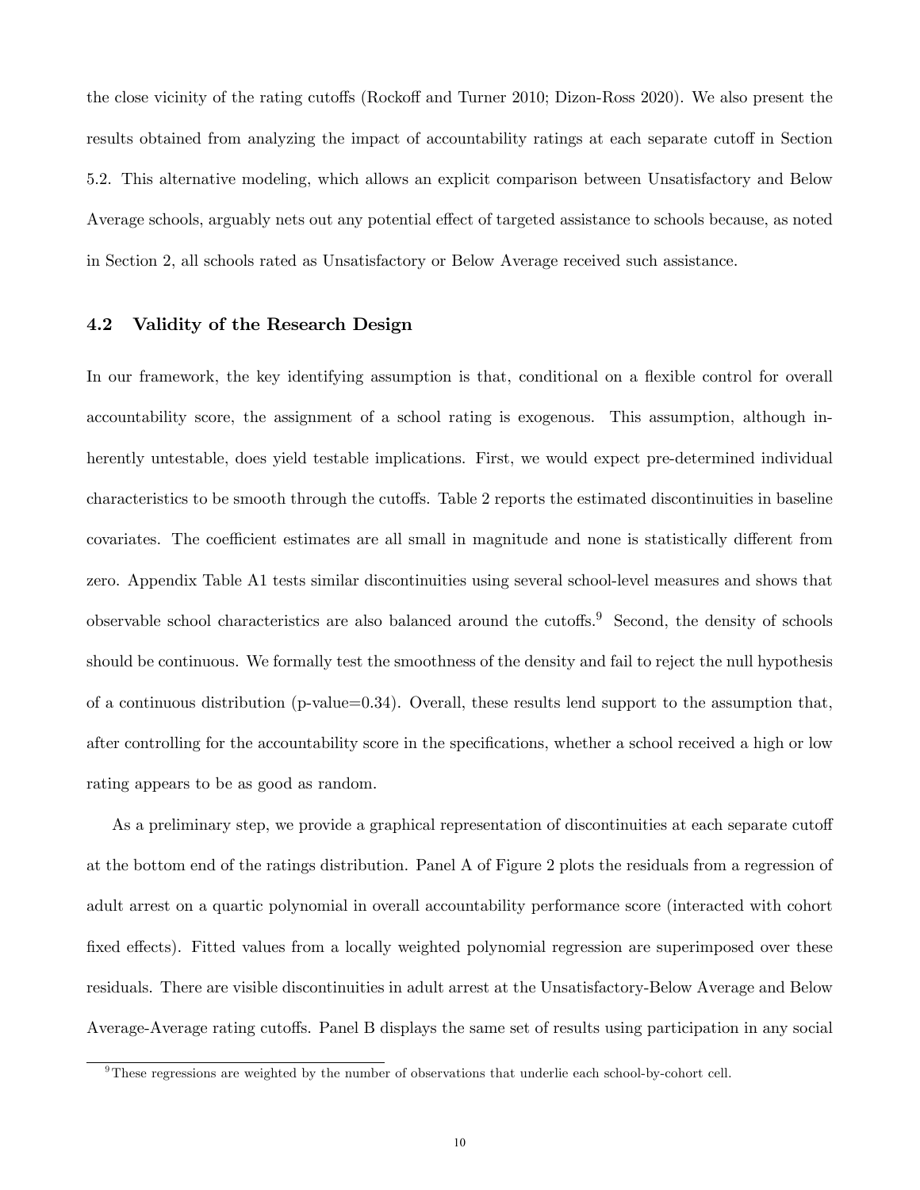the close vicinity of the rating cutoffs (Rockoff and Turner 2010; Dizon-Ross 2020). We also present the results obtained from analyzing the impact of accountability ratings at each separate cutoff in Section 5.2. This alternative modeling, which allows an explicit comparison between Unsatisfactory and Below Average schools, arguably nets out any potential effect of targeted assistance to schools because, as noted in Section 2, all schools rated as Unsatisfactory or Below Average received such assistance.

### 4.2 Validity of the Research Design

In our framework, the key identifying assumption is that, conditional on a flexible control for overall accountability score, the assignment of a school rating is exogenous. This assumption, although inherently untestable, does yield testable implications. First, we would expect pre-determined individual characteristics to be smooth through the cutoffs. Table 2 reports the estimated discontinuities in baseline covariates. The coefficient estimates are all small in magnitude and none is statistically different from zero. Appendix Table A1 tests similar discontinuities using several school-level measures and shows that observable school characteristics are also balanced around the cutoffs.[9] Second, the density of schools should be continuous. We formally test the smoothness of the density and fail to reject the null hypothesis of a continuous distribution (p-value=0.34). Overall, these results lend support to the assumption that, after controlling for the accountability score in the specifications, whether a school received a high or low rating appears to be as good as random.

As a preliminary step, we provide a graphical representation of discontinuities at each separate cutoff at the bottom end of the ratings distribution. Panel A of Figure 2 plots the residuals from a regression of adult arrest on a quartic polynomial in overall accountability performance score (interacted with cohort fixed effects). Fitted values from a locally weighted polynomial regression are superimposed over these residuals. There are visible discontinuities in adult arrest at the Unsatisfactory-Below Average and Below Average-Average rating cutoffs. Panel B displays the same set of results using participation in any social

[9] These regressions are weighted by the number of observations that underlie each school-by-cohort cell.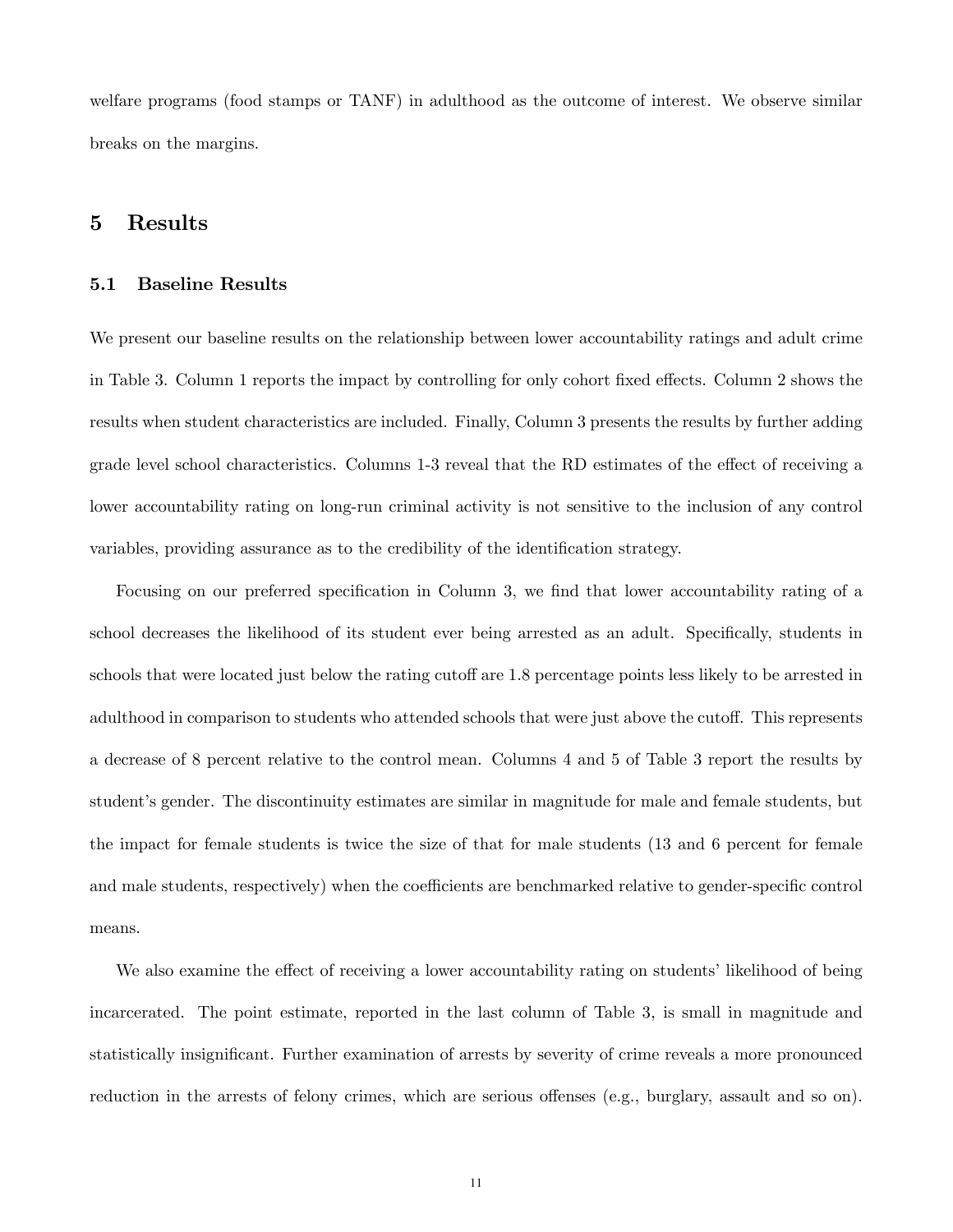welfare programs (food stamps or TANF) in adulthood as the outcome of interest. We observe similar breaks on the margins.

## 5 Results

### 5.1 Baseline Results

We present our baseline results on the relationship between lower accountability ratings and adult crime in Table 3. Column 1 reports the impact by controlling for only cohort fixed effects. Column 2 shows the results when student characteristics are included. Finally, Column 3 presents the results by further adding grade level school characteristics. Columns 1-3 reveal that the RD estimates of the effect of receiving a lower accountability rating on long-run criminal activity is not sensitive to the inclusion of any control variables, providing assurance as to the credibility of the identification strategy.

Focusing on our preferred specification in Column 3, we find that lower accountability rating of a school decreases the likelihood of its student ever being arrested as an adult. Specifically, students in schools that were located just below the rating cutoff are 1.8 percentage points less likely to be arrested in adulthood in comparison to students who attended schools that were just above the cutoff. This represents a decrease of 8 percent relative to the control mean. Columns 4 and 5 of Table 3 report the results by student's gender. The discontinuity estimates are similar in magnitude for male and female students, but the impact for female students is twice the size of that for male students (13 and 6 percent for female and male students, respectively) when the coefficients are benchmarked relative to gender-specific control means.

We also examine the effect of receiving a lower accountability rating on students' likelihood of being incarcerated. The point estimate, reported in the last column of Table 3, is small in magnitude and statistically insignificant. Further examination of arrests by severity of crime reveals a more pronounced reduction in the arrests of felony crimes, which are serious offenses (e.g., burglary, assault and so on).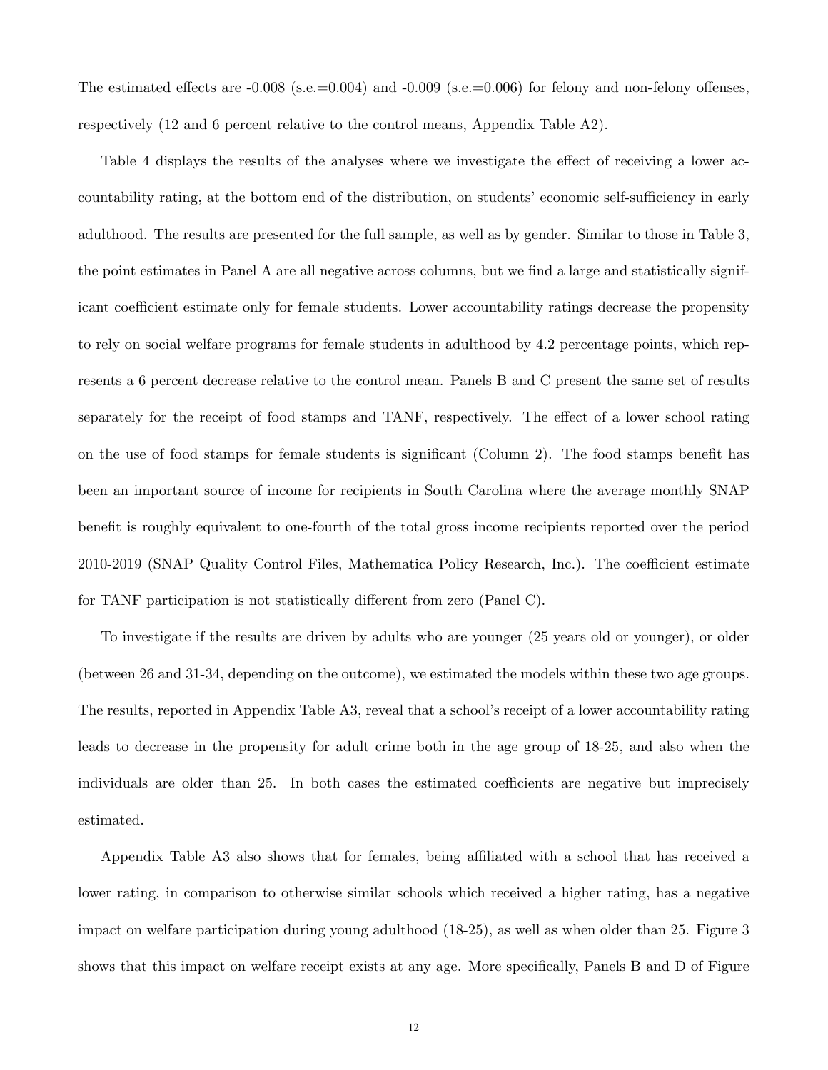The estimated effects are -0.008 (s.e.=0.004) and -0.009 (s.e.=0.006) for felony and non-felony offenses, respectively (12 and 6 percent relative to the control means, Appendix Table A2).

Table 4 displays the results of the analyses where we investigate the effect of receiving a lower accountability rating, at the bottom end of the distribution, on students' economic self-sufficiency in early adulthood. The results are presented for the full sample, as well as by gender. Similar to those in Table 3, the point estimates in Panel A are all negative across columns, but we find a large and statistically significant coefficient estimate only for female students. Lower accountability ratings decrease the propensity to rely on social welfare programs for female students in adulthood by 4.2 percentage points, which represents a 6 percent decrease relative to the control mean. Panels B and C present the same set of results separately for the receipt of food stamps and TANF, respectively. The effect of a lower school rating on the use of food stamps for female students is significant (Column 2). The food stamps benefit has been an important source of income for recipients in South Carolina where the average monthly SNAP benefit is roughly equivalent to one-fourth of the total gross income recipients reported over the period 2010-2019 (SNAP Quality Control Files, Mathematica Policy Research, Inc.). The coefficient estimate for TANF participation is not statistically different from zero (Panel C).

To investigate if the results are driven by adults who are younger (25 years old or younger), or older (between 26 and 31-34, depending on the outcome), we estimated the models within these two age groups. The results, reported in Appendix Table A3, reveal that a school's receipt of a lower accountability rating leads to decrease in the propensity for adult crime both in the age group of 18-25, and also when the individuals are older than 25. In both cases the estimated coefficients are negative but imprecisely estimated.

Appendix Table A3 also shows that for females, being affiliated with a school that has received a lower rating, in comparison to otherwise similar schools which received a higher rating, has a negative impact on welfare participation during young adulthood (18-25), as well as when older than 25. Figure 3 shows that this impact on welfare receipt exists at any age. More specifically, Panels B and D of Figure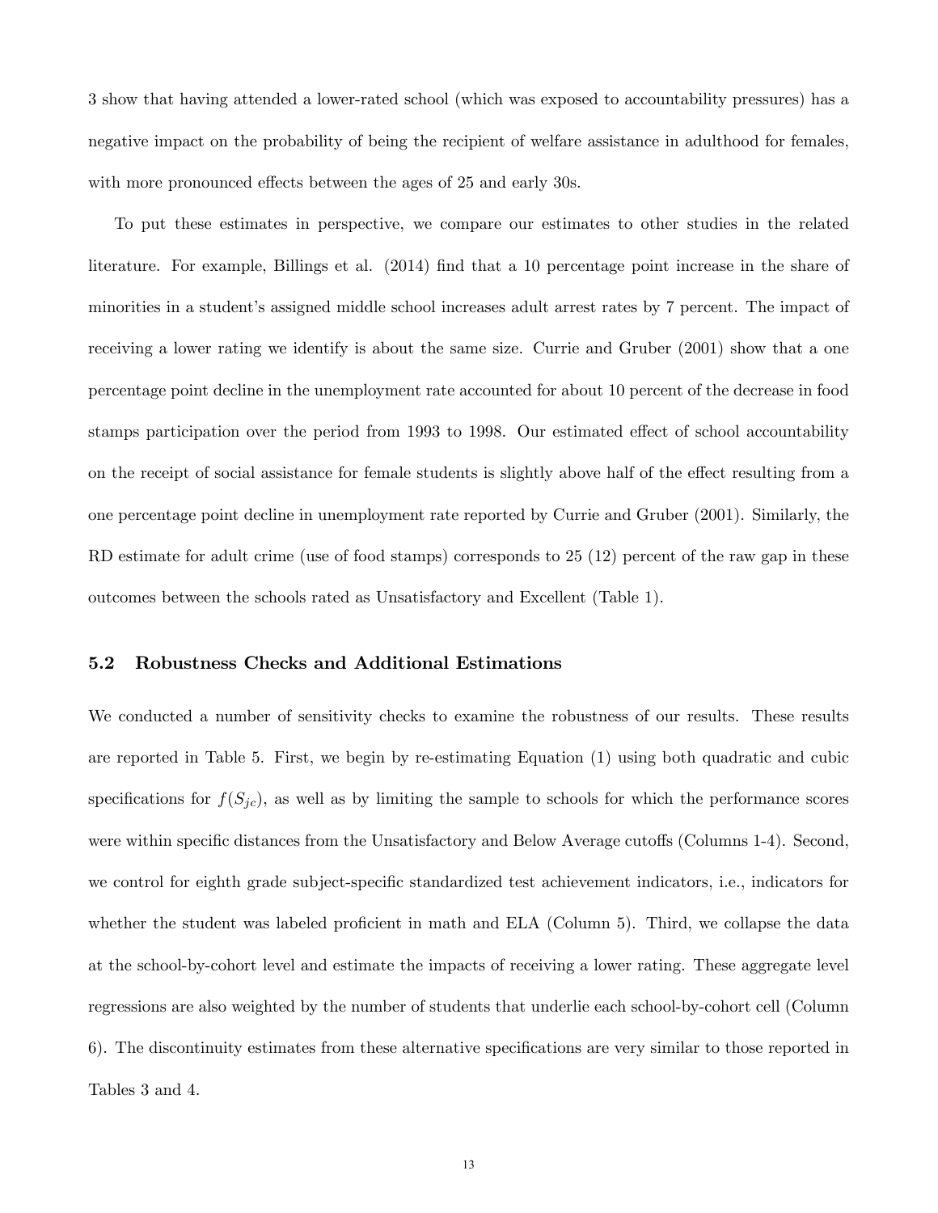3 show that having attended a lower-rated school (which was exposed to accountability pressures) has a negative impact on the probability of being the recipient of welfare assistance in adulthood for females, with more pronounced effects between the ages of 25 and early 30s.

To put these estimates in perspective, we compare our estimates to other studies in the related literature. For example, Billings et al. (2014) find that a 10 percentage point increase in the share of minorities in a student's assigned middle school increases adult arrest rates by 7 percent. The impact of receiving a lower rating we identify is about the same size. Currie and Gruber (2001) show that a one percentage point decline in the unemployment rate accounted for about 10 percent of the decrease in food stamps participation over the period from 1993 to 1998. Our estimated effect of school accountability on the receipt of social assistance for female students is slightly above half of the effect resulting from a one percentage point decline in unemployment rate reported by Currie and Gruber (2001). Similarly, the RD estimate for adult crime (use of food stamps) corresponds to 25 (12) percent of the raw gap in these outcomes between the schools rated as Unsatisfactory and Excellent (Table 1).

### 5.2 Robustness Checks and Additional Estimations

We conducted a number of sensitivity checks to examine the robustness of our results. These results are reported in Table 5. First, we begin by re-estimating Equation (1) using both quadratic and cubic specifications for $f(S_{jc})$, as well as by limiting the sample to schools for which the performance scores were within specific distances from the Unsatisfactory and Below Average cutoffs (Columns 1-4). Second, we control for eighth grade subject-specific standardized test achievement indicators, i.e., indicators for whether the student was labeled proficient in math and ELA (Column 5). Third, we collapse the data at the school-by-cohort level and estimate the impacts of receiving a lower rating. These aggregate level regressions are also weighted by the number of students that underlie each school-by-cohort cell (Column 6). The discontinuity estimates from these alternative specifications are very similar to those reported in Tables 3 and 4.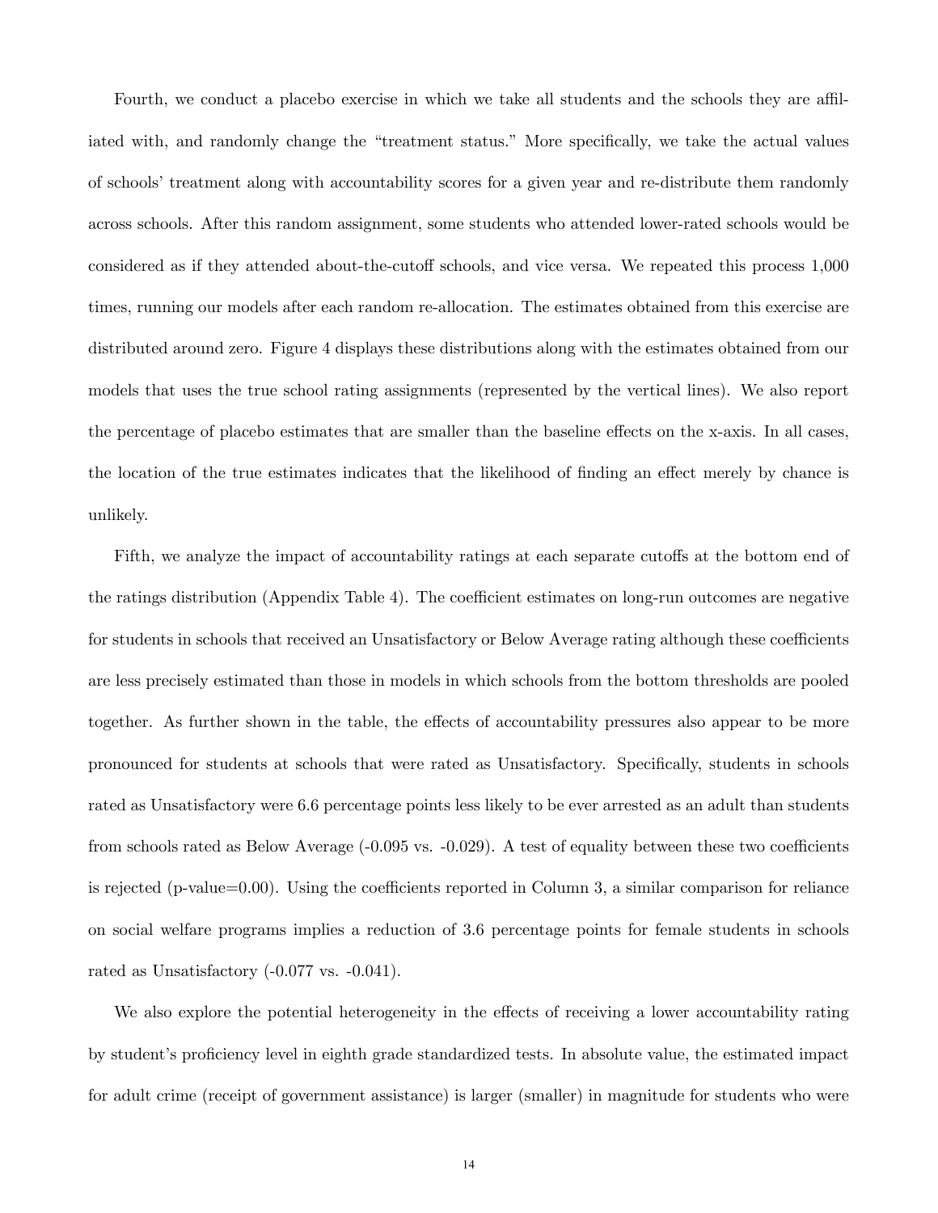Fourth, we conduct a placebo exercise in which we take all students and the schools they are affiliated with, and randomly change the "treatment status." More specifically, we take the actual values of schools' treatment along with accountability scores for a given year and re-distribute them randomly across schools. After this random assignment, some students who attended lower-rated schools would be considered as if they attended about-the-cutoff schools, and vice versa. We repeated this process 1,000 times, running our models after each random re-allocation. The estimates obtained from this exercise are distributed around zero. Figure 4 displays these distributions along with the estimates obtained from our models that uses the true school rating assignments (represented by the vertical lines). We also report the percentage of placebo estimates that are smaller than the baseline effects on the x-axis. In all cases, the location of the true estimates indicates that the likelihood of finding an effect merely by chance is unlikely.

Fifth, we analyze the impact of accountability ratings at each separate cutoffs at the bottom end of the ratings distribution (Appendix Table 4). The coefficient estimates on long-run outcomes are negative for students in schools that received an Unsatisfactory or Below Average rating although these coefficients are less precisely estimated than those in models in which schools from the bottom thresholds are pooled together. As further shown in the table, the effects of accountability pressures also appear to be more pronounced for students at schools that were rated as Unsatisfactory. Specifically, students in schools rated as Unsatisfactory were 6.6 percentage points less likely to be ever arrested as an adult than students from schools rated as Below Average (-0.095 vs. -0.029). A test of equality between these two coefficients is rejected (p-value=0.00). Using the coefficients reported in Column 3, a similar comparison for reliance on social welfare programs implies a reduction of 3.6 percentage points for female students in schools rated as Unsatisfactory (-0.077 vs. -0.041).

We also explore the potential heterogeneity in the effects of receiving a lower accountability rating by student's proficiency level in eighth grade standardized tests. In absolute value, the estimated impact for adult crime (receipt of government assistance) is larger (smaller) in magnitude for students who were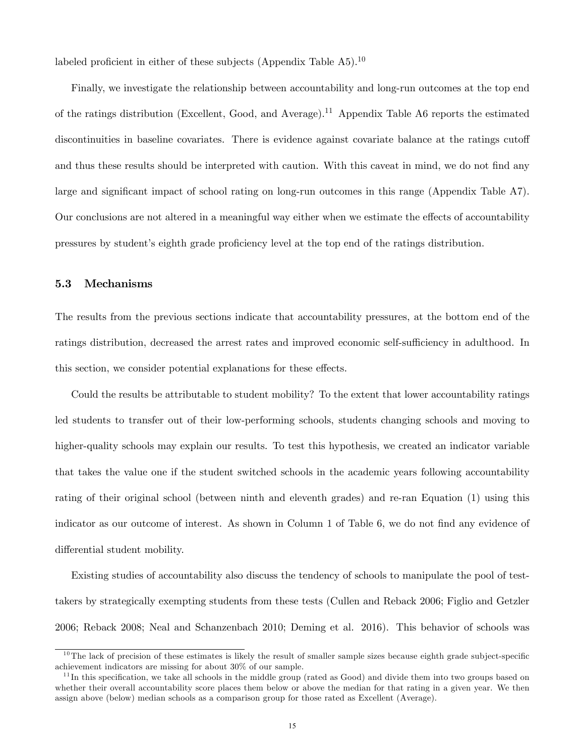labeled proficient in either of these subjects (Appendix Table A5).[10]

Finally, we investigate the relationship between accountability and long-run outcomes at the top end of the ratings distribution (Excellent, Good, and Average).[11] Appendix Table A6 reports the estimated discontinuities in baseline covariates. There is evidence against covariate balance at the ratings cutoff and thus these results should be interpreted with caution. With this caveat in mind, we do not find any large and significant impact of school rating on long-run outcomes in this range (Appendix Table A7). Our conclusions are not altered in a meaningful way either when we estimate the effects of accountability pressures by student's eighth grade proficiency level at the top end of the ratings distribution.

### 5.3 Mechanisms

The results from the previous sections indicate that accountability pressures, at the bottom end of the ratings distribution, decreased the arrest rates and improved economic self-sufficiency in adulthood. In this section, we consider potential explanations for these effects.

Could the results be attributable to student mobility? To the extent that lower accountability ratings led students to transfer out of their low-performing schools, students changing schools and moving to higher-quality schools may explain our results. To test this hypothesis, we created an indicator variable that takes the value one if the student switched schools in the academic years following accountability rating of their original school (between ninth and eleventh grades) and re-ran Equation (1) using this indicator as our outcome of interest. As shown in Column 1 of Table 6, we do not find any evidence of differential student mobility.

Existing studies of accountability also discuss the tendency of schools to manipulate the pool of test-takers by strategically exempting students from these tests (Cullen and Reback 2006; Figlio and Getzler 2006; Reback 2008; Neal and Schanzenbach 2010; Deming et al. 2016). This behavior of schools was

[10] The lack of precision of these estimates is likely the result of smaller sample sizes because eighth grade subject-specific achievement indicators are missing for about 30% of our sample.

[11] In this specification, we take all schools in the middle group (rated as Good) and divide them into two groups based on whether their overall accountability score places them below or above the median for that rating in a given year. We then assign above (below) median schools as a comparison group for those rated as Excellent (Average).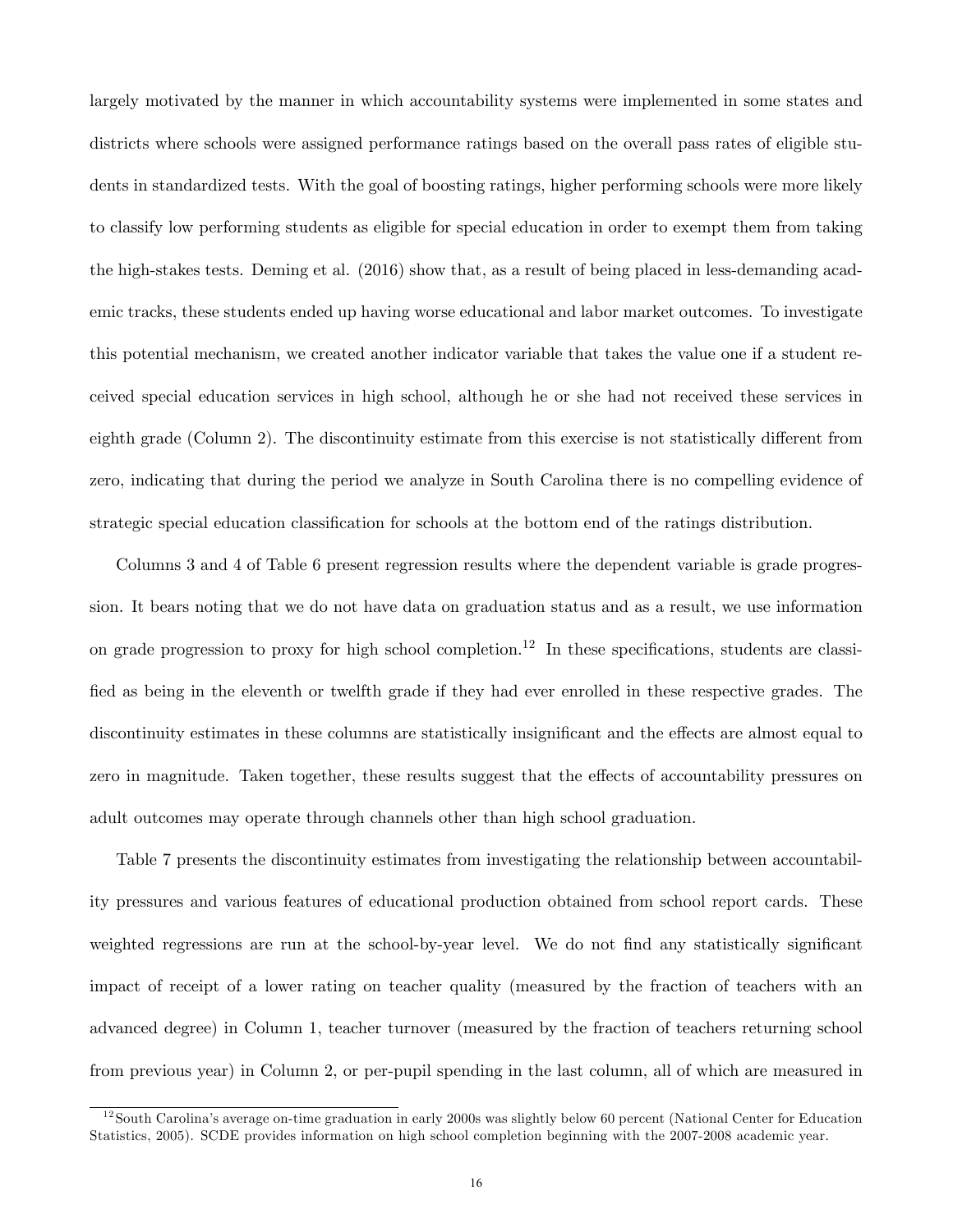largely motivated by the manner in which accountability systems were implemented in some states and districts where schools were assigned performance ratings based on the overall pass rates of eligible students in standardized tests. With the goal of boosting ratings, higher performing schools were more likely to classify low performing students as eligible for special education in order to exempt them from taking the high-stakes tests. Deming et al. (2016) show that, as a result of being placed in less-demanding academic tracks, these students ended up having worse educational and labor market outcomes. To investigate this potential mechanism, we created another indicator variable that takes the value one if a student received special education services in high school, although he or she had not received these services in eighth grade (Column 2). The discontinuity estimate from this exercise is not statistically different from zero, indicating that during the period we analyze in South Carolina there is no compelling evidence of strategic special education classification for schools at the bottom end of the ratings distribution.

Columns 3 and 4 of Table 6 present regression results where the dependent variable is grade progression. It bears noting that we do not have data on graduation status and as a result, we use information on grade progression to proxy for high school completion.[12] In these specifications, students are classified as being in the eleventh or twelfth grade if they had ever enrolled in these respective grades. The discontinuity estimates in these columns are statistically insignificant and the effects are almost equal to zero in magnitude. Taken together, these results suggest that the effects of accountability pressures on adult outcomes may operate through channels other than high school graduation.

Table 7 presents the discontinuity estimates from investigating the relationship between accountability pressures and various features of educational production obtained from school report cards. These weighted regressions are run at the school-by-year level. We do not find any statistically significant impact of receipt of a lower rating on teacher quality (measured by the fraction of teachers with an advanced degree) in Column 1, teacher turnover (measured by the fraction of teachers returning school from previous year) in Column 2, or per-pupil spending in the last column, all of which are measured in

[12] South Carolina's average on-time graduation in early 2000s was slightly below 60 percent (National Center for Education Statistics, 2005). SCDE provides information on high school completion beginning with the 2007-2008 academic year.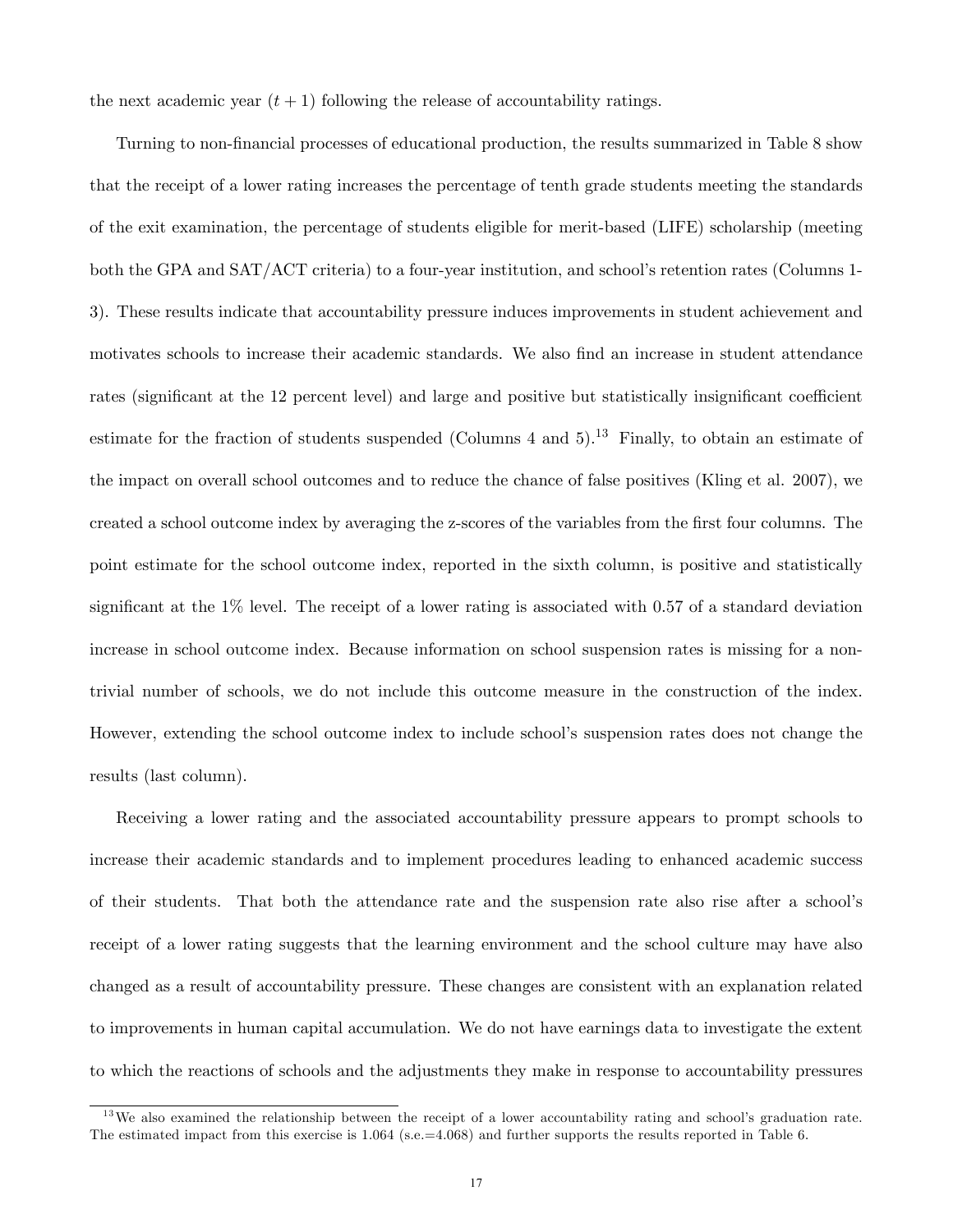the next academic year $(t + 1)$ following the release of accountability ratings.

Turning to non-financial processes of educational production, the results summarized in Table 8 show that the receipt of a lower rating increases the percentage of tenth grade students meeting the standards of the exit examination, the percentage of students eligible for merit-based (LIFE) scholarship (meeting both the GPA and SAT/ACT criteria) to a four-year institution, and school's retention rates (Columns 1-3). These results indicate that accountability pressure induces improvements in student achievement and motivates schools to increase their academic standards. We also find an increase in student attendance rates (significant at the 12 percent level) and large and positive but statistically insignificant coefficient estimate for the fraction of students suspended (Columns 4 and 5).[13] Finally, to obtain an estimate of the impact on overall school outcomes and to reduce the chance of false positives (Kling et al. 2007), we created a school outcome index by averaging the z-scores of the variables from the first four columns. The point estimate for the school outcome index, reported in the sixth column, is positive and statistically significant at the 1% level. The receipt of a lower rating is associated with 0.57 of a standard deviation increase in school outcome index. Because information on school suspension rates is missing for a non-trivial number of schools, we do not include this outcome measure in the construction of the index. However, extending the school outcome index to include school's suspension rates does not change the results (last column).

Receiving a lower rating and the associated accountability pressure appears to prompt schools to increase their academic standards and to implement procedures leading to enhanced academic success of their students. That both the attendance rate and the suspension rate also rise after a school's receipt of a lower rating suggests that the learning environment and the school culture may have also changed as a result of accountability pressure. These changes are consistent with an explanation related to improvements in human capital accumulation. We do not have earnings data to investigate the extent to which the reactions of schools and the adjustments they make in response to accountability pressures

[13] We also examined the relationship between the receipt of a lower accountability rating and school's graduation rate. The estimated impact from this exercise is 1.064 (s.e.=4.068) and further supports the results reported in Table 6.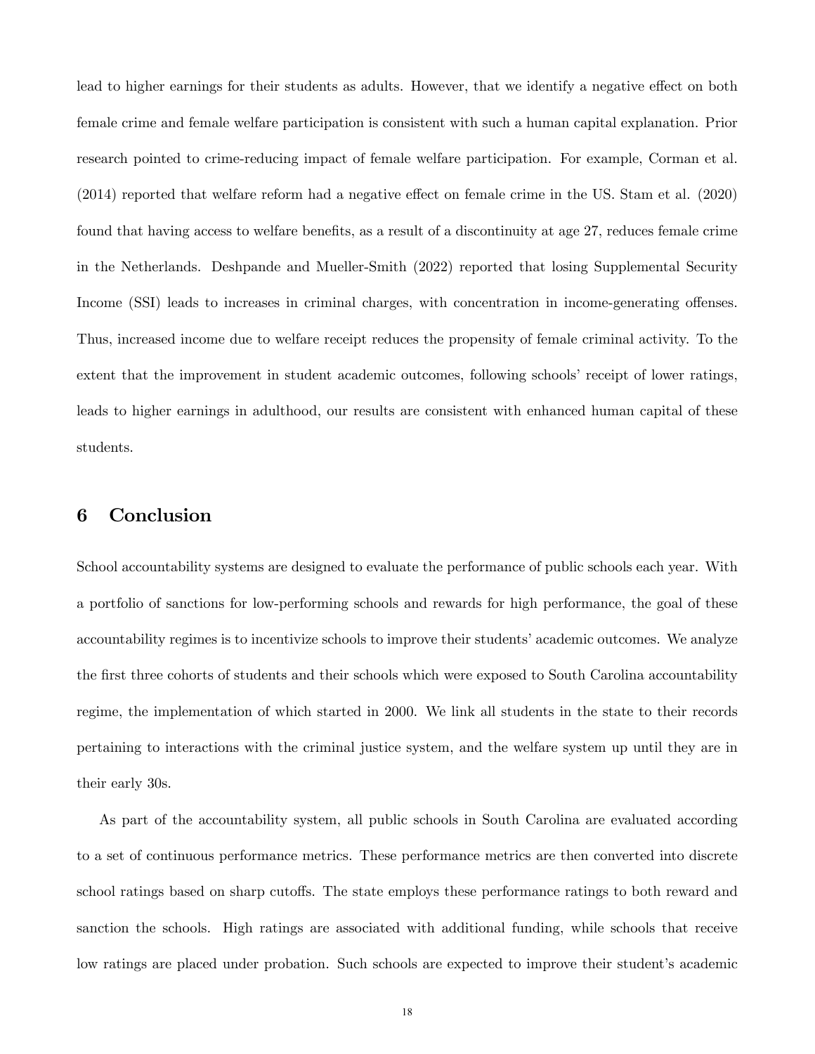lead to higher earnings for their students as adults. However, that we identify a negative effect on both female crime and female welfare participation is consistent with such a human capital explanation. Prior research pointed to crime-reducing impact of female welfare participation. For example, Corman et al. (2014) reported that welfare reform had a negative effect on female crime in the US. Stam et al. (2020) found that having access to welfare benefits, as a result of a discontinuity at age 27, reduces female crime in the Netherlands. Deshpande and Mueller-Smith (2022) reported that losing Supplemental Security Income (SSI) leads to increases in criminal charges, with concentration in income-generating offenses. Thus, increased income due to welfare receipt reduces the propensity of female criminal activity. To the extent that the improvement in student academic outcomes, following schools' receipt of lower ratings, leads to higher earnings in adulthood, our results are consistent with enhanced human capital of these students.

## 6 Conclusion

School accountability systems are designed to evaluate the performance of public schools each year. With a portfolio of sanctions for low-performing schools and rewards for high performance, the goal of these accountability regimes is to incentivize schools to improve their students' academic outcomes. We analyze the first three cohorts of students and their schools which were exposed to South Carolina accountability regime, the implementation of which started in 2000. We link all students in the state to their records pertaining to interactions with the criminal justice system, and the welfare system up until they are in their early 30s.

As part of the accountability system, all public schools in South Carolina are evaluated according to a set of continuous performance metrics. These performance metrics are then converted into discrete school ratings based on sharp cutoffs. The state employs these performance ratings to both reward and sanction the schools. High ratings are associated with additional funding, while schools that receive low ratings are placed under probation. Such schools are expected to improve their student's academic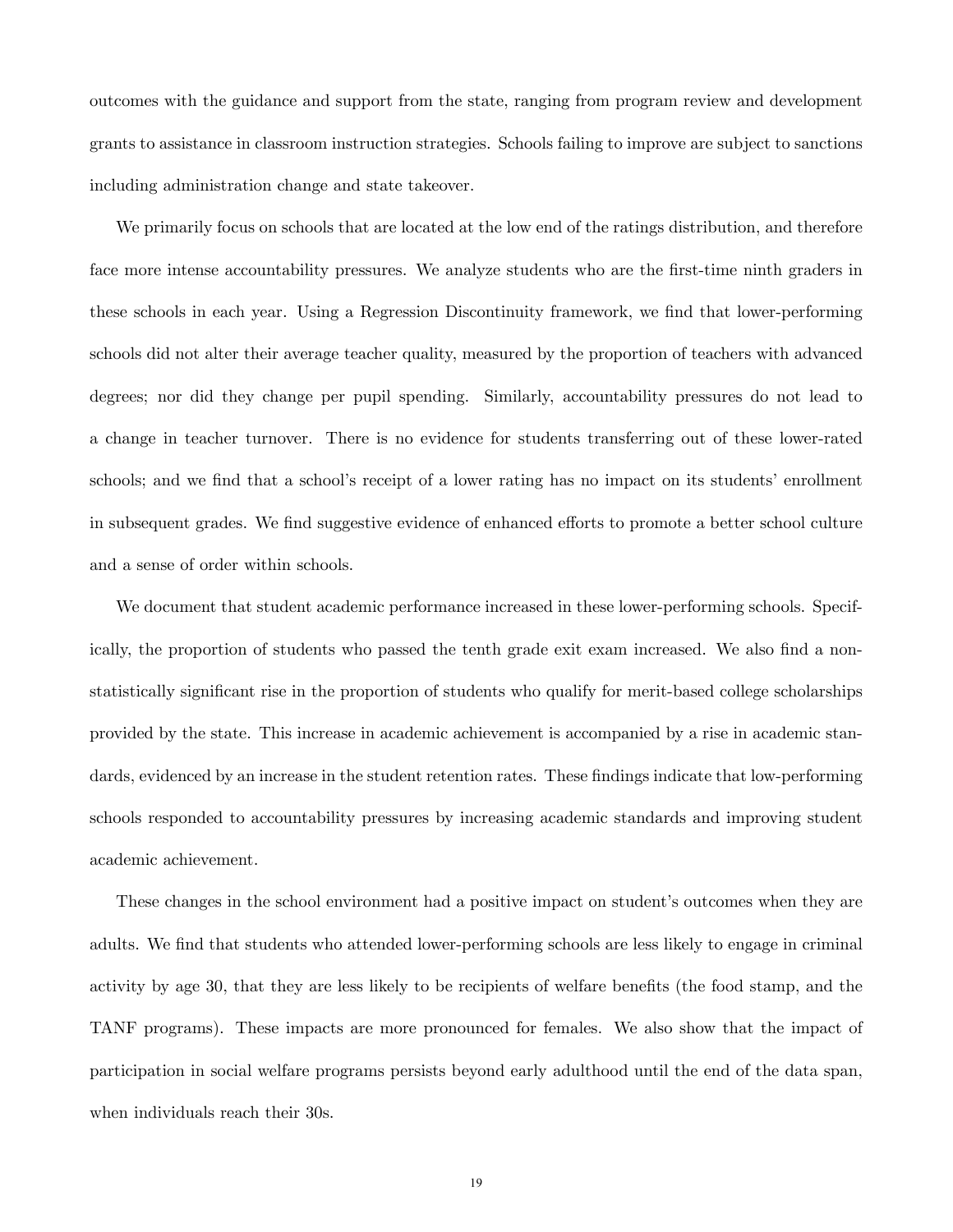outcomes with the guidance and support from the state, ranging from program review and development grants to assistance in classroom instruction strategies. Schools failing to improve are subject to sanctions including administration change and state takeover.

We primarily focus on schools that are located at the low end of the ratings distribution, and therefore face more intense accountability pressures. We analyze students who are the first-time ninth graders in these schools in each year. Using a Regression Discontinuity framework, we find that lower-performing schools did not alter their average teacher quality, measured by the proportion of teachers with advanced degrees; nor did they change per pupil spending. Similarly, accountability pressures do not lead to a change in teacher turnover. There is no evidence for students transferring out of these lower-rated schools; and we find that a school's receipt of a lower rating has no impact on its students' enrollment in subsequent grades. We find suggestive evidence of enhanced efforts to promote a better school culture and a sense of order within schools.

We document that student academic performance increased in these lower-performing schools. Specifically, the proportion of students who passed the tenth grade exit exam increased. We also find a non-statistically significant rise in the proportion of students who qualify for merit-based college scholarships provided by the state. This increase in academic achievement is accompanied by a rise in academic standards, evidenced by an increase in the student retention rates. These findings indicate that low-performing schools responded to accountability pressures by increasing academic standards and improving student academic achievement.

These changes in the school environment had a positive impact on student's outcomes when they are adults. We find that students who attended lower-performing schools are less likely to engage in criminal activity by age 30, that they are less likely to be recipients of welfare benefits (the food stamp, and the TANF programs). These impacts are more pronounced for females. We also show that the impact of participation in social welfare programs persists beyond early adulthood until the end of the data span, when individuals reach their 30s.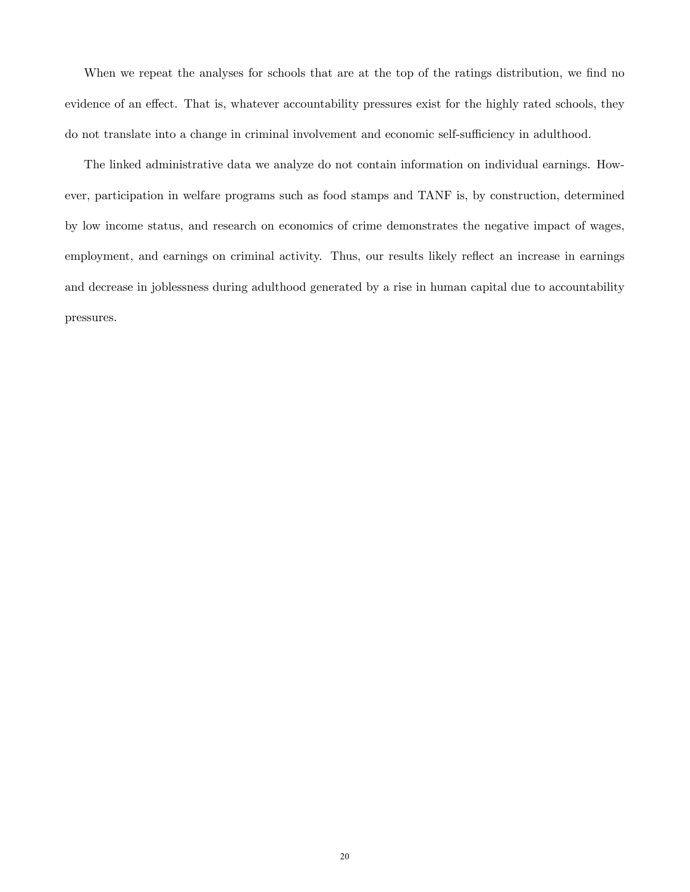When we repeat the analyses for schools that are at the top of the ratings distribution, we find no evidence of an effect. That is, whatever accountability pressures exist for the highly rated schools, they do not translate into a change in criminal involvement and economic self-sufficiency in adulthood.

The linked administrative data we analyze do not contain information on individual earnings. However, participation in welfare programs such as food stamps and TANF is, by construction, determined by low income status, and research on economics of crime demonstrates the negative impact of wages, employment, and earnings on criminal activity. Thus, our results likely reflect an increase in earnings and decrease in joblessness during adulthood generated by a rise in human capital due to accountability pressures.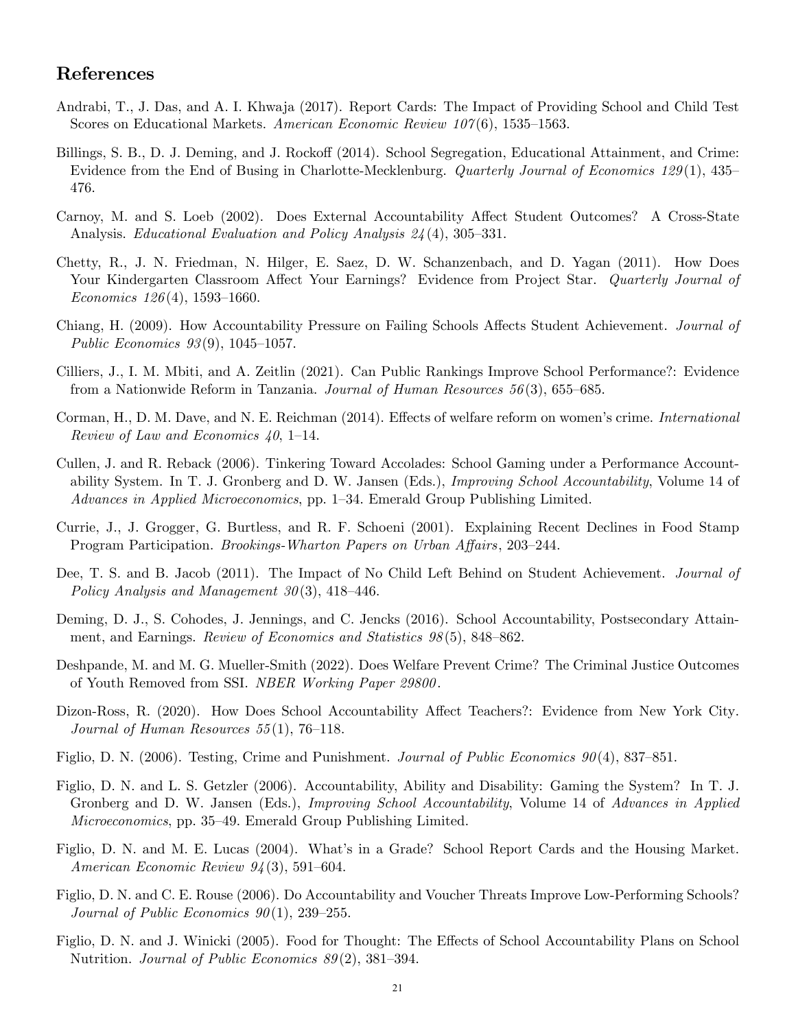## References

Andrabi, T., J. Das, and A. I. Khwaja (2017). Report Cards: The Impact of Providing School and Child Test Scores on Educational Markets. *American Economic Review 107*(6), 1535–1563.

Billings, S. B., D. J. Deming, and J. Rockoff (2014). School Segregation, Educational Attainment, and Crime: Evidence from the End of Busing in Charlotte-Mecklenburg. *Quarterly Journal of Economics 129*(1), 435–476.

Carnoy, M. and S. Loeb (2002). Does External Accountability Affect Student Outcomes? A Cross-State Analysis. *Educational Evaluation and Policy Analysis 24*(4), 305–331.

Chetty, R., J. N. Friedman, N. Hilger, E. Saez, D. W. Schanzenbach, and D. Yagan (2011). How Does Your Kindergarten Classroom Affect Your Earnings? Evidence from Project Star. *Quarterly Journal of Economics 126*(4), 1593–1660.

Chiang, H. (2009). How Accountability Pressure on Failing Schools Affects Student Achievement. *Journal of Public Economics 93*(9), 1045–1057.

Cilliers, J., I. M. Mbiti, and A. Zeitlin (2021). Can Public Rankings Improve School Performance?: Evidence from a Nationwide Reform in Tanzania. *Journal of Human Resources 56*(3), 655–685.

Corman, H., D. M. Dave, and N. E. Reichman (2014). Effects of welfare reform on women's crime. *International Review of Law and Economics 40*, 1–14.

Cullen, J. and R. Reback (2006). Tinkering Toward Accolades: School Gaming under a Performance Accountability System. In T. J. Gronberg and D. W. Jansen (Eds.), *Improving School Accountability*, Volume 14 of *Advances in Applied Microeconomics*, pp. 1–34. Emerald Group Publishing Limited.

Currie, J., J. Grogger, G. Burtless, and R. F. Schoeni (2001). Explaining Recent Declines in Food Stamp Program Participation. *Brookings-Wharton Papers on Urban Affairs*, 203–244.

Dee, T. S. and B. Jacob (2011). The Impact of No Child Left Behind on Student Achievement. *Journal of Policy Analysis and Management 30*(3), 418–446.

Deming, D. J., S. Cohodes, J. Jennings, and C. Jencks (2016). School Accountability, Postsecondary Attainment, and Earnings. *Review of Economics and Statistics 98*(5), 848–862.

Deshpande, M. and M. G. Mueller-Smith (2022). Does Welfare Prevent Crime? The Criminal Justice Outcomes of Youth Removed from SSI. *NBER Working Paper 29800*.

Dizon-Ross, R. (2020). How Does School Accountability Affect Teachers?: Evidence from New York City. *Journal of Human Resources 55*(1), 76–118.

Figlio, D. N. (2006). Testing, Crime and Punishment. *Journal of Public Economics 90*(4), 837–851.

Figlio, D. N. and L. S. Getzler (2006). Accountability, Ability and Disability: Gaming the System? In T. J. Gronberg and D. W. Jansen (Eds.), *Improving School Accountability*, Volume 14 of *Advances in Applied Microeconomics*, pp. 35–49. Emerald Group Publishing Limited.

Figlio, D. N. and M. E. Lucas (2004). What's in a Grade? School Report Cards and the Housing Market. *American Economic Review 94*(3), 591–604.

Figlio, D. N. and C. E. Rouse (2006). Do Accountability and Voucher Threats Improve Low-Performing Schools? *Journal of Public Economics 90*(1), 239–255.

Figlio, D. N. and J. Winicki (2005). Food for Thought: The Effects of School Accountability Plans on School Nutrition. *Journal of Public Economics 89*(2), 381–394.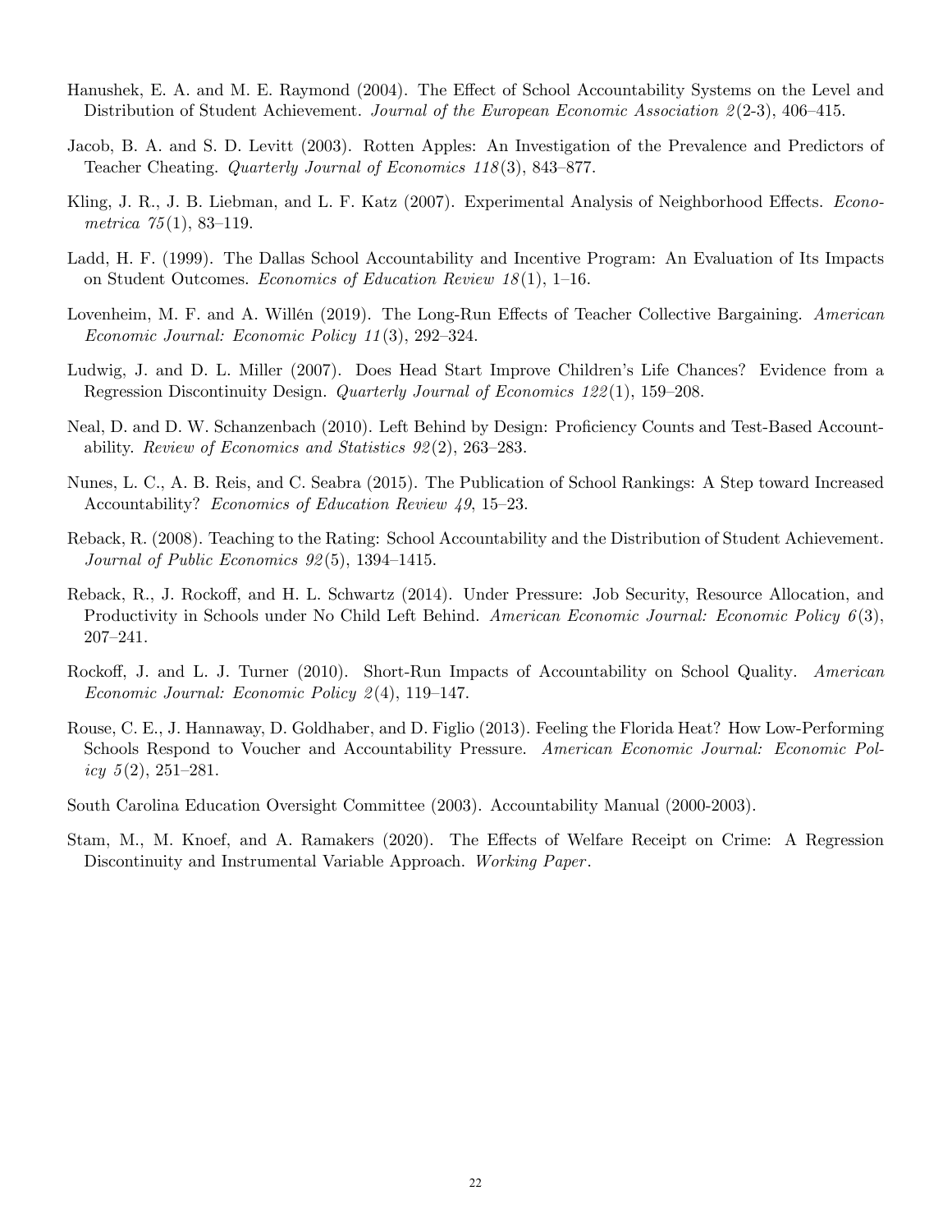Hanushek, E. A. and M. E. Raymond (2004). The Effect of School Accountability Systems on the Level and Distribution of Student Achievement. *Journal of the European Economic Association 2*(2-3), 406–415.

Jacob, B. A. and S. D. Levitt (2003). Rotten Apples: An Investigation of the Prevalence and Predictors of Teacher Cheating. *Quarterly Journal of Economics 118*(3), 843–877.

Kling, J. R., J. B. Liebman, and L. F. Katz (2007). Experimental Analysis of Neighborhood Effects. *Econometrica 75*(1), 83–119.

Ladd, H. F. (1999). The Dallas School Accountability and Incentive Program: An Evaluation of Its Impacts on Student Outcomes. *Economics of Education Review 18*(1), 1–16.

Lovenheim, M. F. and A. Willén (2019). The Long-Run Effects of Teacher Collective Bargaining. *American Economic Journal: Economic Policy 11*(3), 292–324.

Ludwig, J. and D. L. Miller (2007). Does Head Start Improve Children's Life Chances? Evidence from a Regression Discontinuity Design. *Quarterly Journal of Economics 122*(1), 159–208.

Neal, D. and D. W. Schanzenbach (2010). Left Behind by Design: Proficiency Counts and Test-Based Accountability. *Review of Economics and Statistics 92*(2), 263–283.

Nunes, L. C., A. B. Reis, and C. Seabra (2015). The Publication of School Rankings: A Step toward Increased Accountability? *Economics of Education Review 49*, 15–23.

Reback, R. (2008). Teaching to the Rating: School Accountability and the Distribution of Student Achievement. *Journal of Public Economics 92*(5), 1394–1415.

Reback, R., J. Rockoff, and H. L. Schwartz (2014). Under Pressure: Job Security, Resource Allocation, and Productivity in Schools under No Child Left Behind. *American Economic Journal: Economic Policy 6*(3), 207–241.

Rockoff, J. and L. J. Turner (2010). Short-Run Impacts of Accountability on School Quality. *American Economic Journal: Economic Policy 2*(4), 119–147.

Rouse, C. E., J. Hannaway, D. Goldhaber, and D. Figlio (2013). Feeling the Florida Heat? How Low-Performing Schools Respond to Voucher and Accountability Pressure. *American Economic Journal: Economic Policy 5*(2), 251–281.

South Carolina Education Oversight Committee (2003). Accountability Manual (2000-2003).

Stam, M., M. Knoef, and A. Ramakers (2020). The Effects of Welfare Receipt on Crime: A Regression Discontinuity and Instrumental Variable Approach. *Working Paper*.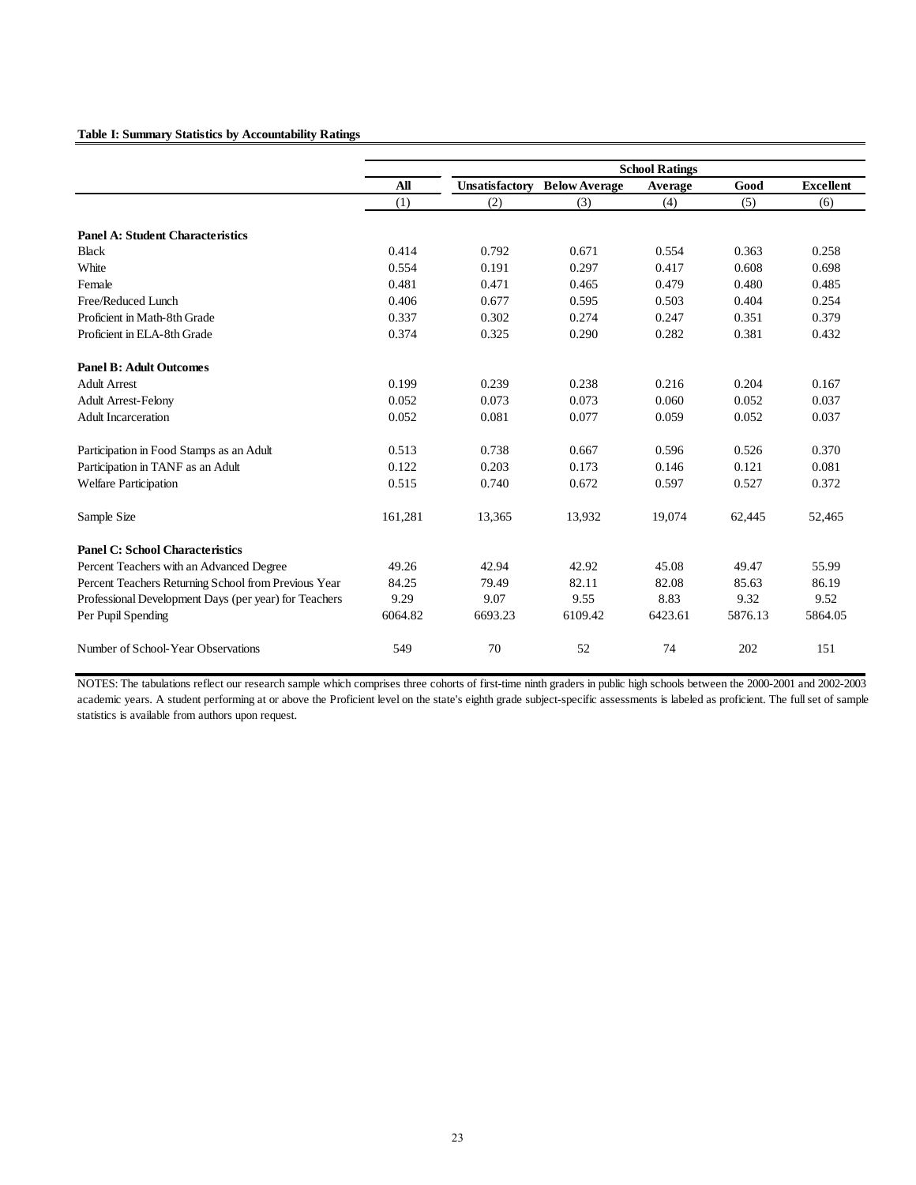**Table I: Summary Statistics by Accountability Ratings**

| | All | School Ratings | | | | |
|---|---|---|---|---|---|---|
| | All | Unsatisfactory | Below Average | Average | Good | Excellent |
| | (1) | (2) | (3) | (4) | (5) | (6) |
| **Panel A: Student Characteristics** | | | | | | |
| Black | 0.414 | 0.792 | 0.671 | 0.554 | 0.363 | 0.258 |
| White | 0.554 | 0.191 | 0.297 | 0.417 | 0.608 | 0.698 |
| Female | 0.481 | 0.471 | 0.465 | 0.479 | 0.480 | 0.485 |
| Free/Reduced Lunch | 0.406 | 0.677 | 0.595 | 0.503 | 0.404 | 0.254 |
| Proficient in Math-8th Grade | 0.337 | 0.302 | 0.274 | 0.247 | 0.351 | 0.379 |
| Proficient in ELA-8th Grade | 0.374 | 0.325 | 0.290 | 0.282 | 0.381 | 0.432 |
| **Panel B: Adult Outcomes** | | | | | | |
| Adult Arrest | 0.199 | 0.239 | 0.238 | 0.216 | 0.204 | 0.167 |
| Adult Arrest-Felony | 0.052 | 0.073 | 0.073 | 0.060 | 0.052 | 0.037 |
| Adult Incarceration | 0.052 | 0.081 | 0.077 | 0.059 | 0.052 | 0.037 |
| Participation in Food Stamps as an Adult | 0.513 | 0.738 | 0.667 | 0.596 | 0.526 | 0.370 |
| Participation in TANF as an Adult | 0.122 | 0.203 | 0.173 | 0.146 | 0.121 | 0.081 |
| Welfare Participation | 0.515 | 0.740 | 0.672 | 0.597 | 0.527 | 0.372 |
| Sample Size | 161,281 | 13,365 | 13,932 | 19,074 | 62,445 | 52,465 |
| **Panel C: School Characteristics** | | | | | | |
| Percent Teachers with an Advanced Degree | 49.26 | 42.94 | 42.92 | 45.08 | 49.47 | 55.99 |
| Percent Teachers Returning School from Previous Year | 84.25 | 79.49 | 82.11 | 82.08 | 85.63 | 86.19 |
| Professional Development Days (per year) for Teachers | 9.29 | 9.07 | 9.55 | 8.83 | 9.32 | 9.52 |
| Per Pupil Spending | 6064.82 | 6693.23 | 6109.42 | 6423.61 | 5876.13 | 5864.05 |
| Number of School-Year Observations | 549 | 70 | 52 | 74 | 202 | 151 |

NOTES: The tabulations reflect our research sample which comprises three cohorts of first-time ninth graders in public high schools between the 2000-2001 and 2002-2003 academic years. A student performing at or above the Proficient level on the state's eighth grade subject-specific assessments is labeled as proficient. The full set of sample statistics is available from authors upon request.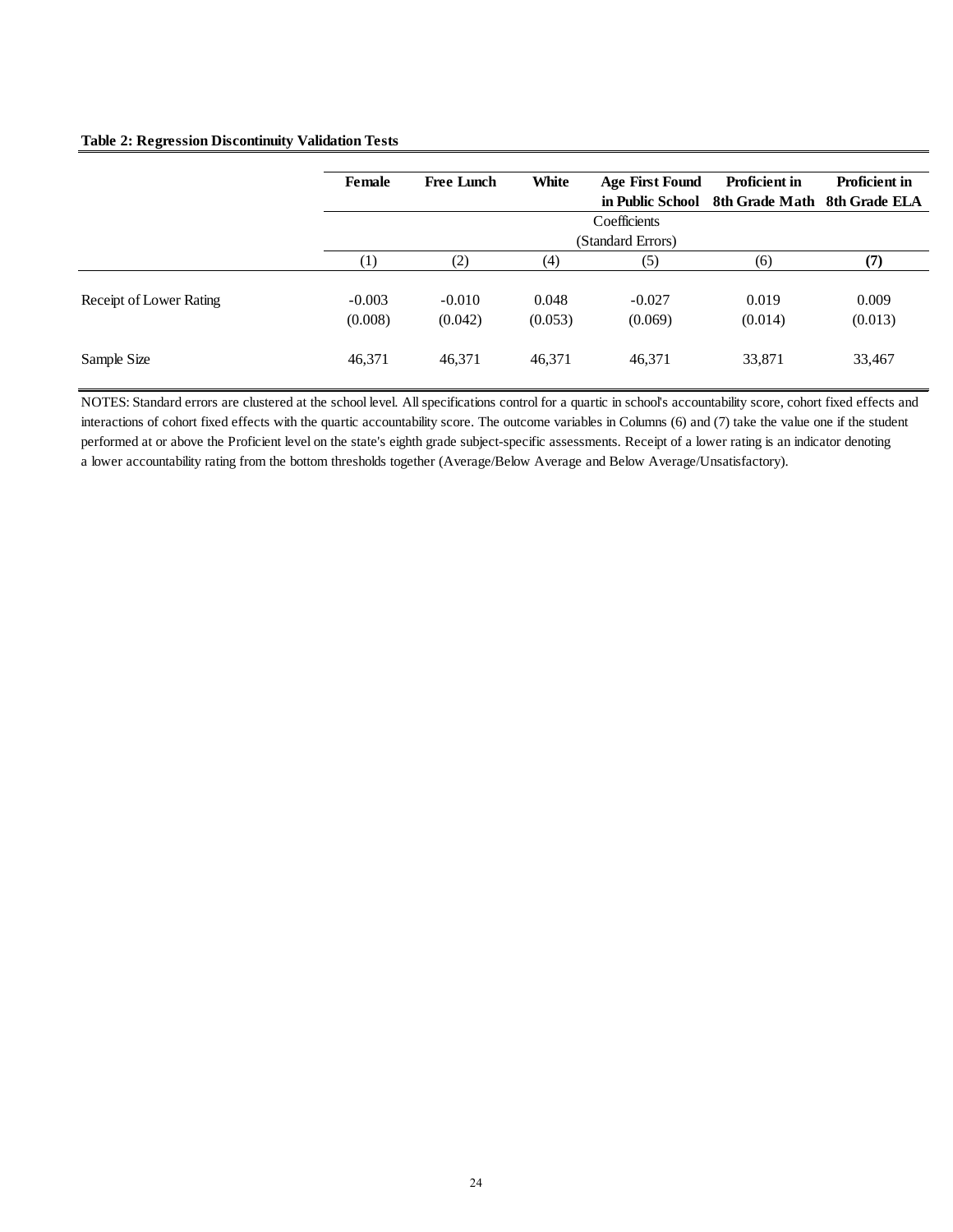**Table 2: Regression Discontinuity Validation Tests**

| | Female | Free Lunch | White | Age First Found in Public School | Proficient in 8th Grade Math | Proficient in 8th Grade ELA |
|---|---|---|---|---|---|---|
| | Coefficients (Standard Errors) | | | | | |
| | (1) | (2) | (4) | (5) | (6) | **(7)** |
| Receipt of Lower Rating | -0.003 | -0.010 | 0.048 | -0.027 | 0.019 | 0.009 |
| | (0.008) | (0.042) | (0.053) | (0.069) | (0.014) | (0.013) |
| Sample Size | 46,371 | 46,371 | 46,371 | 46,371 | 33,871 | 33,467 |

NOTES: Standard errors are clustered at the school level. All specifications control for a quartic in school's accountability score, cohort fixed effects and interactions of cohort fixed effects with the quartic accountability score. The outcome variables in Columns (6) and (7) take the value one if the student performed at or above the Proficient level on the state's eighth grade subject-specific assessments. Receipt of a lower rating is an indicator denoting a lower accountability rating from the bottom thresholds together (Average/Below Average and Below Average/Unsatisfactory).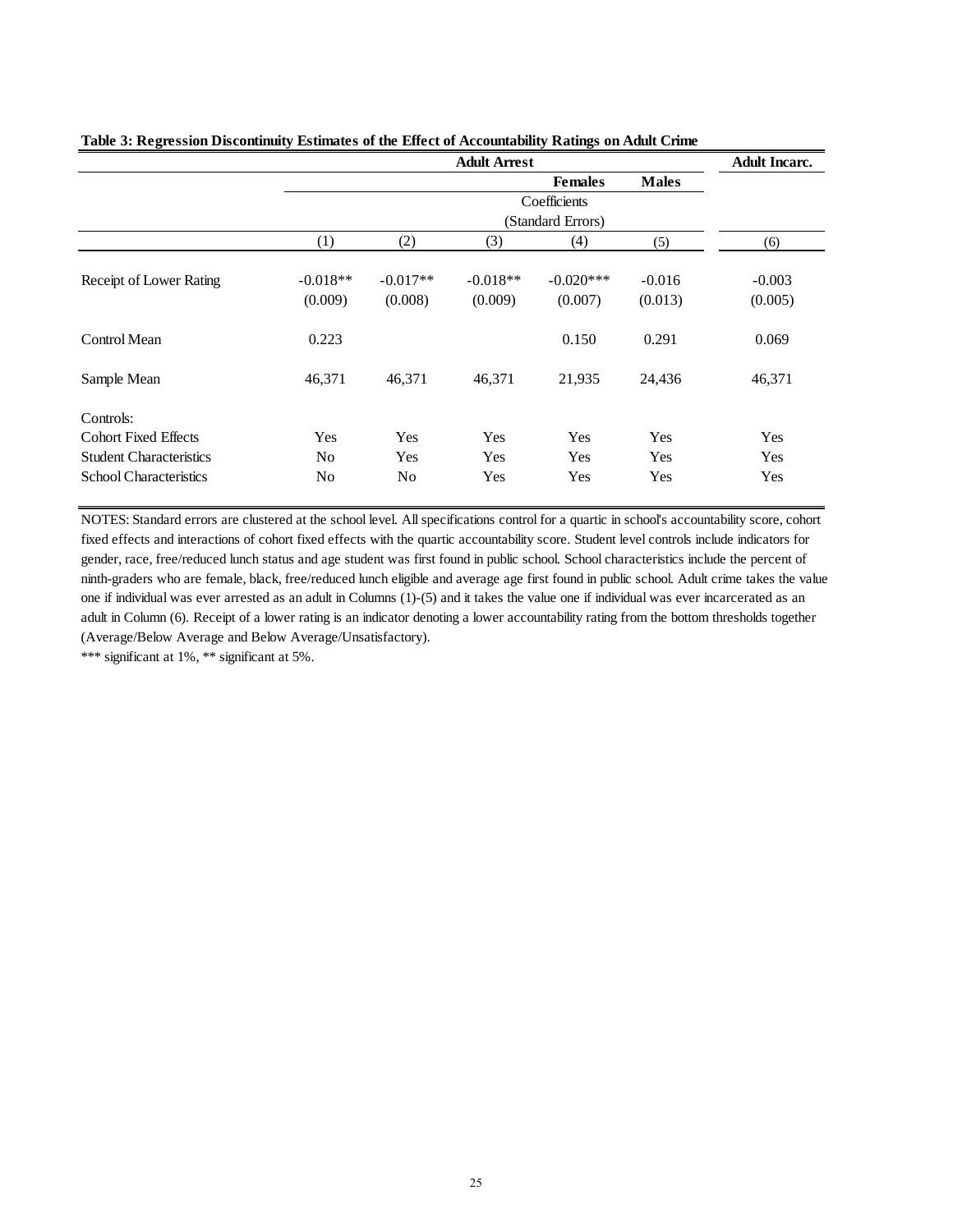**Table 3: Regression Discontinuity Estimates of the Effect of Accountability Ratings on Adult Crime**

| | Adult Arrest | | | | | Adult Incarc. |
|---|---|---|---|---|---|---|
| | | | | Females | Males | |
| | Coefficients (Standard Errors) | | | | | |
| | (1) | (2) | (3) | (4) | (5) | (6) |
| Receipt of Lower Rating | -0.018** | -0.017** | -0.018** | -0.020*** | -0.016 | -0.003 |
| | (0.009) | (0.008) | (0.009) | (0.007) | (0.013) | (0.005) |
| Control Mean | 0.223 | | | 0.150 | 0.291 | 0.069 |
| Sample Mean | 46,371 | 46,371 | 46,371 | 21,935 | 24,436 | 46,371 |
| Controls: | | | | | | |
| Cohort Fixed Effects | Yes | Yes | Yes | Yes | Yes | Yes |
| Student Characteristics | No | Yes | Yes | Yes | Yes | Yes |
| School Characteristics | No | No | Yes | Yes | Yes | Yes |

NOTES: Standard errors are clustered at the school level. All specifications control for a quartic in school's accountability score, cohort fixed effects and interactions of cohort fixed effects with the quartic accountability score. Student level controls include indicators for gender, race, free/reduced lunch status and age student was first found in public school. School characteristics include the percent of ninth-graders who are female, black, free/reduced lunch eligible and average age first found in public school. Adult crime takes the value one if individual was ever arrested as an adult in Columns (1)-(5) and it takes the value one if individual was ever incarcerated as an adult in Column (6). Receipt of a lower rating is an indicator denoting a lower accountability rating from the bottom thresholds together (Average/Below Average and Below Average/Unsatisfactory).

*** significant at 1%, ** significant at 5%.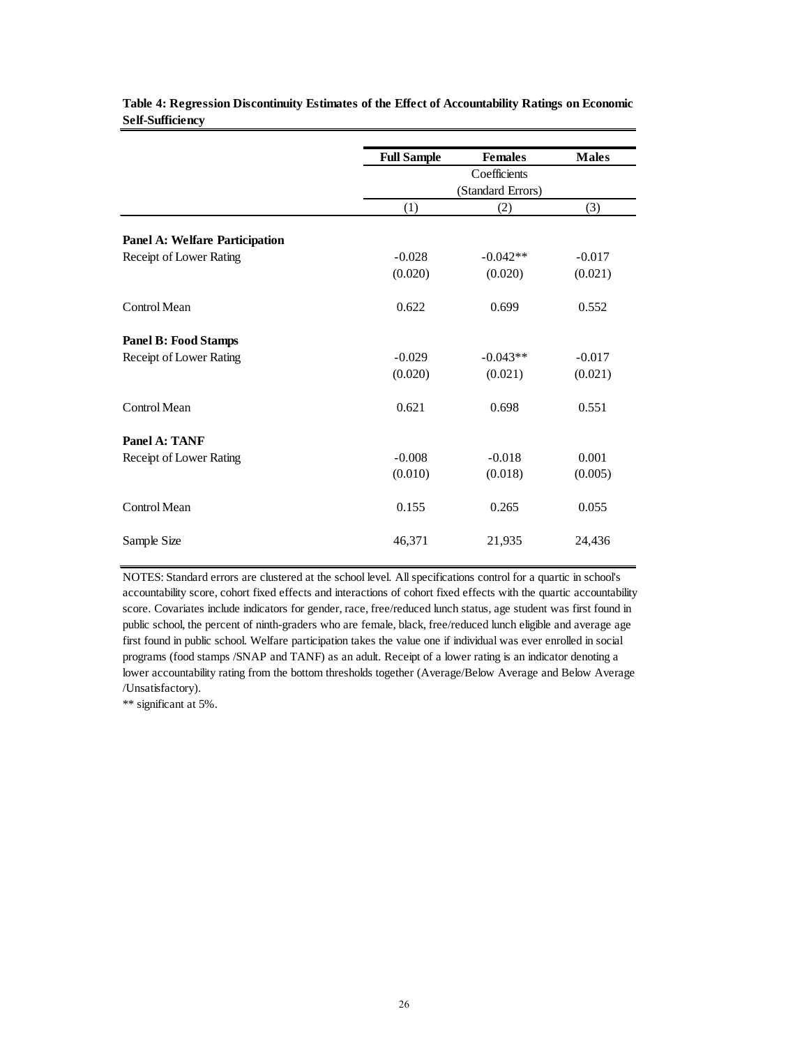**Table 4: Regression Discontinuity Estimates of the Effect of Accountability Ratings on Economic Self-Sufficiency**

| | Full Sample | Females | Males |
|---|---|---|---|
| | | Coefficients (Standard Errors) | |
| | (1) | (2) | (3) |
| **Panel A: Welfare Participation** | | | |
| Receipt of Lower Rating | -0.028 | -0.042** | -0.017 |
| | (0.020) | (0.020) | (0.021) |
| Control Mean | 0.622 | 0.699 | 0.552 |
| **Panel B: Food Stamps** | | | |
| Receipt of Lower Rating | -0.029 | -0.043** | -0.017 |
| | (0.020) | (0.021) | (0.021) |
| Control Mean | 0.621 | 0.698 | 0.551 |
| **Panel A: TANF** | | | |
| Receipt of Lower Rating | -0.008 | -0.018 | 0.001 |
| | (0.010) | (0.018) | (0.005) |
| Control Mean | 0.155 | 0.265 | 0.055 |
| Sample Size | 46,371 | 21,935 | 24,436 |

NOTES: Standard errors are clustered at the school level. All specifications control for a quartic in school's accountability score, cohort fixed effects and interactions of cohort fixed effects with the quartic accountability score. Covariates include indicators for gender, race, free/reduced lunch status, age student was first found in public school, the percent of ninth-graders who are female, black, free/reduced lunch eligible and average age first found in public school. Welfare participation takes the value one if individual was ever enrolled in social programs (food stamps /SNAP and TANF) as an adult. Receipt of a lower rating is an indicator denoting a lower accountability rating from the bottom thresholds together (Average/Below Average and Below Average /Unsatisfactory).

** significant at 5%.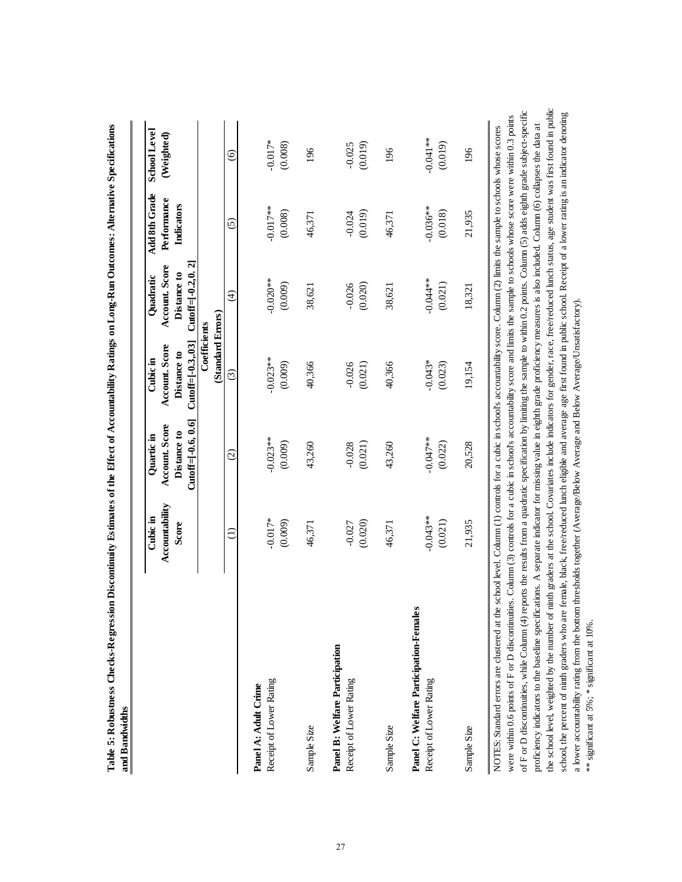**Table 5: Robustness Checks-Regression Discontinuity Estimates of the Effect of Accountability Ratings on Long-Run Outcomes: Alternative Specifications and Bandwidths**

| | Cubic in Accountability Score | Quartic in Account. Score Distance to Cutoff=[-0.6, 0.6] | Cubic in Account. Score Distance to Cutoff=[-0.3,.03] | Quadratic Account. Score Distance to Cutoff=[-0.2,0. 2] | Add 8th Grade Performance Indicators | School Level (Weighted) |
|---|---|---|---|---|---|---|
| | Coefficients (Standard Errors) | | | | | |
| | (1) | (2) | (3) | (4) | (5) | (6) |
| **Panel A: Adult Crime** | | | | | | |
| Receipt of Lower Rating | -0.017* | -0.023** | -0.023** | -0.020** | -0.017** | -0.017* |
| | (0.009) | (0.009) | (0.009) | (0.009) | (0.008) | (0.008) |
| Sample Size | 46,371 | 43,260 | 40,366 | 38,621 | 46,371 | 196 |
| **Panel B: Welfare Participation** | | | | | | |
| Receipt of Lower Rating | -0.027 | -0.028 | -0.026 | -0.026 | -0.024 | -0.025 |
| | (0.020) | (0.021) | (0.021) | (0.020) | (0.019) | (0.019) |
| Sample Size | 46,371 | 43,260 | 40,366 | 38,621 | 46,371 | 196 |
| **Panel C: Welfare Participation-Females** | | | | | | |
| Receipt of Lower Rating | -0.043** | -0.047** | -0.043* | -0.044** | -0.036** | -0.041** |
| | (0.021) | (0.022) | (0.023) | (0.021) | (0.018) | (0.019) |
| Sample Size | 21,935 | 20,528 | 19,154 | 18,321 | 21,935 | 196 |

NOTES: Standard errors are clustered at the school level. Column (1) controls for a cubic in school's accountability score. Column (2) limits the sample to schools whose scores were within 0.6 points of F or D discontinuities. Column (3) controls for a cubic in school's accountability score and limits the sample to schools whose score were within 0.3 points of F or D discontinuities, while Column (4) reports the results from a quadratic specification by limiting the sample to within 0.2 points. Column (5) adds eighth grade subject-specific proficiency indicators to the baseline specifications. A separate indicator for missing value in eighth grade proficiency measures is also included. Column (6) collapses the data at the school level, weighted by the number of ninth graders at the school. Covariates include indicators for gender, race, free/reduced lunch status, age student was first found in public school, the percent of ninth graders who are female, black, free/reduced lunch eligible and average age first found in public school. Receipt of a lower rating is an indicator denoting a lower accountability rating from the bottom thresholds together (Average/Below Average and Below Average/Unsatisfactory).
** significant at 5%; * significant at 10%.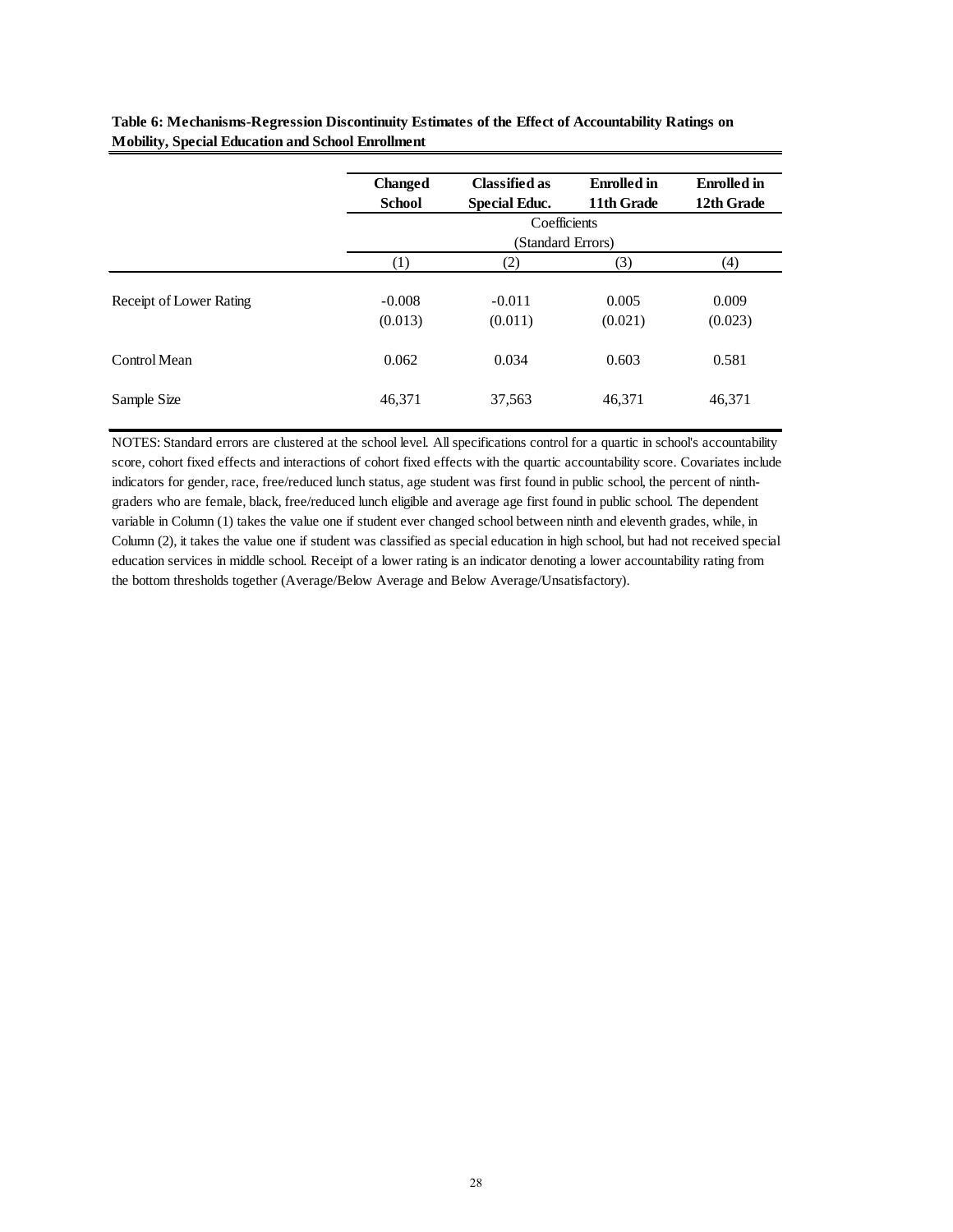**Table 6: Mechanisms-Regression Discontinuity Estimates of the Effect of Accountability Ratings on Mobility, Special Education and School Enrollment**

| | **Changed School** | **Classified as Special Educ.** | **Enrolled in 11th Grade** | **Enrolled in 12th Grade** |
|---|---|---|---|---|
| | Coefficients (Standard Errors) | | | |
| | (1) | (2) | (3) | (4) |
| Receipt of Lower Rating | -0.008 | -0.011 | 0.005 | 0.009 |
| | (0.013) | (0.011) | (0.021) | (0.023) |
| Control Mean | 0.062 | 0.034 | 0.603 | 0.581 |
| Sample Size | 46,371 | 37,563 | 46,371 | 46,371 |

NOTES: Standard errors are clustered at the school level. All specifications control for a quartic in school's accountability score, cohort fixed effects and interactions of cohort fixed effects with the quartic accountability score. Covariates include indicators for gender, race, free/reduced lunch status, age student was first found in public school, the percent of ninth-graders who are female, black, free/reduced lunch eligible and average age first found in public school. The dependent variable in Column (1) takes the value one if student ever changed school between ninth and eleventh grades, while, in Column (2), it takes the value one if student was classified as special education in high school, but had not received special education services in middle school. Receipt of a lower rating is an indicator denoting a lower accountability rating from the bottom thresholds together (Average/Below Average and Below Average/Unsatisfactory).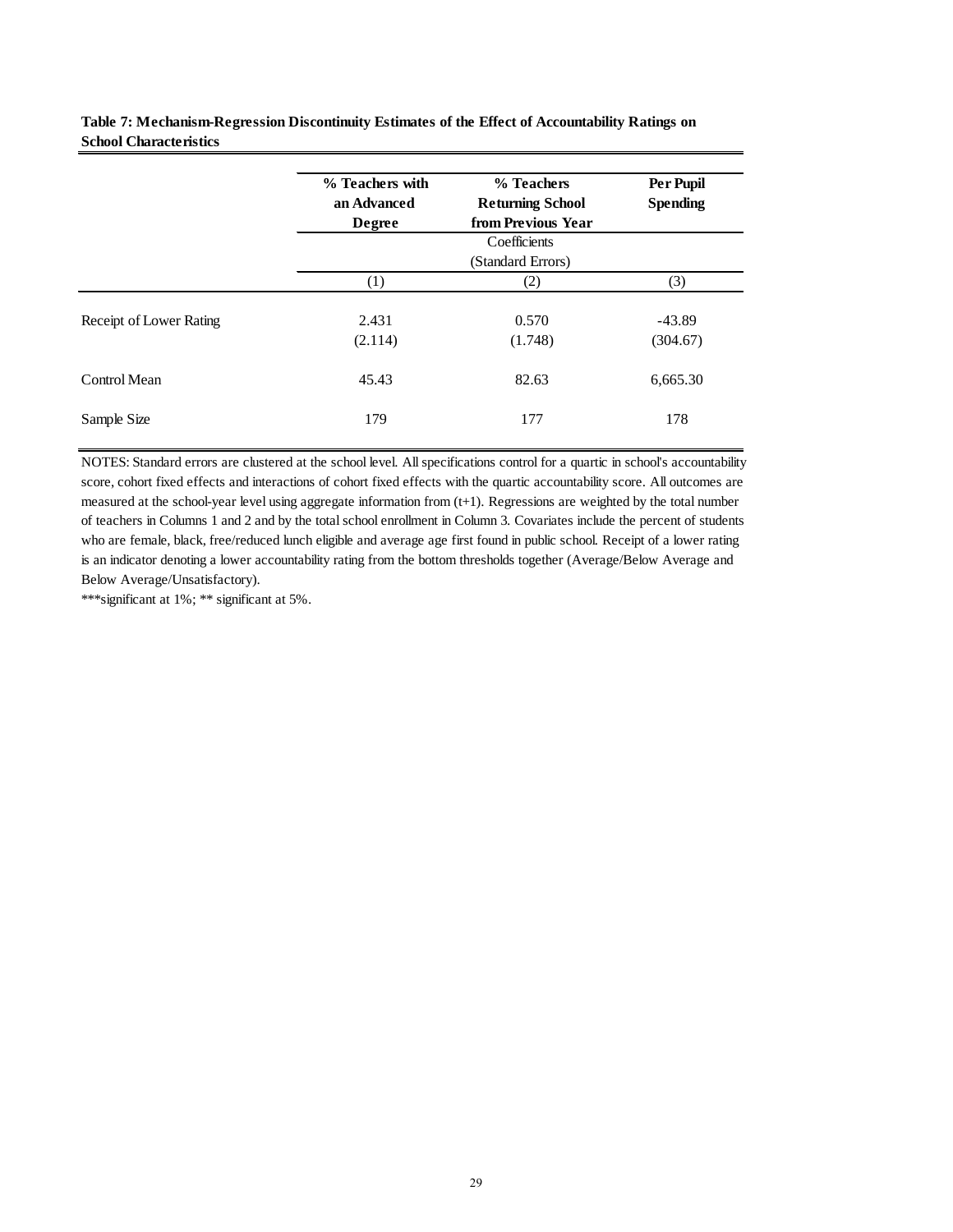**Table 7: Mechanism-Regression Discontinuity Estimates of the Effect of Accountability Ratings on School Characteristics**

| | % Teachers with an Advanced Degree | % Teachers Returning School from Previous Year | Per Pupil Spending |
|---|---|---|---|
| | Coefficients (Standard Errors) | | |
| | (1) | (2) | (3) |
| Receipt of Lower Rating | 2.431 | 0.570 | -43.89 |
| | (2.114) | (1.748) | (304.67) |
| Control Mean | 45.43 | 82.63 | 6,665.30 |
| Sample Size | 179 | 177 | 178 |

NOTES: Standard errors are clustered at the school level. All specifications control for a quartic in school's accountability score, cohort fixed effects and interactions of cohort fixed effects with the quartic accountability score. All outcomes are measured at the school-year level using aggregate information from (t+1). Regressions are weighted by the total number of teachers in Columns 1 and 2 and by the total school enrollment in Column 3. Covariates include the percent of students who are female, black, free/reduced lunch eligible and average age first found in public school. Receipt of a lower rating is an indicator denoting a lower accountability rating from the bottom thresholds together (Average/Below Average and Below Average/Unsatisfactory).

***significant at 1%; ** significant at 5%.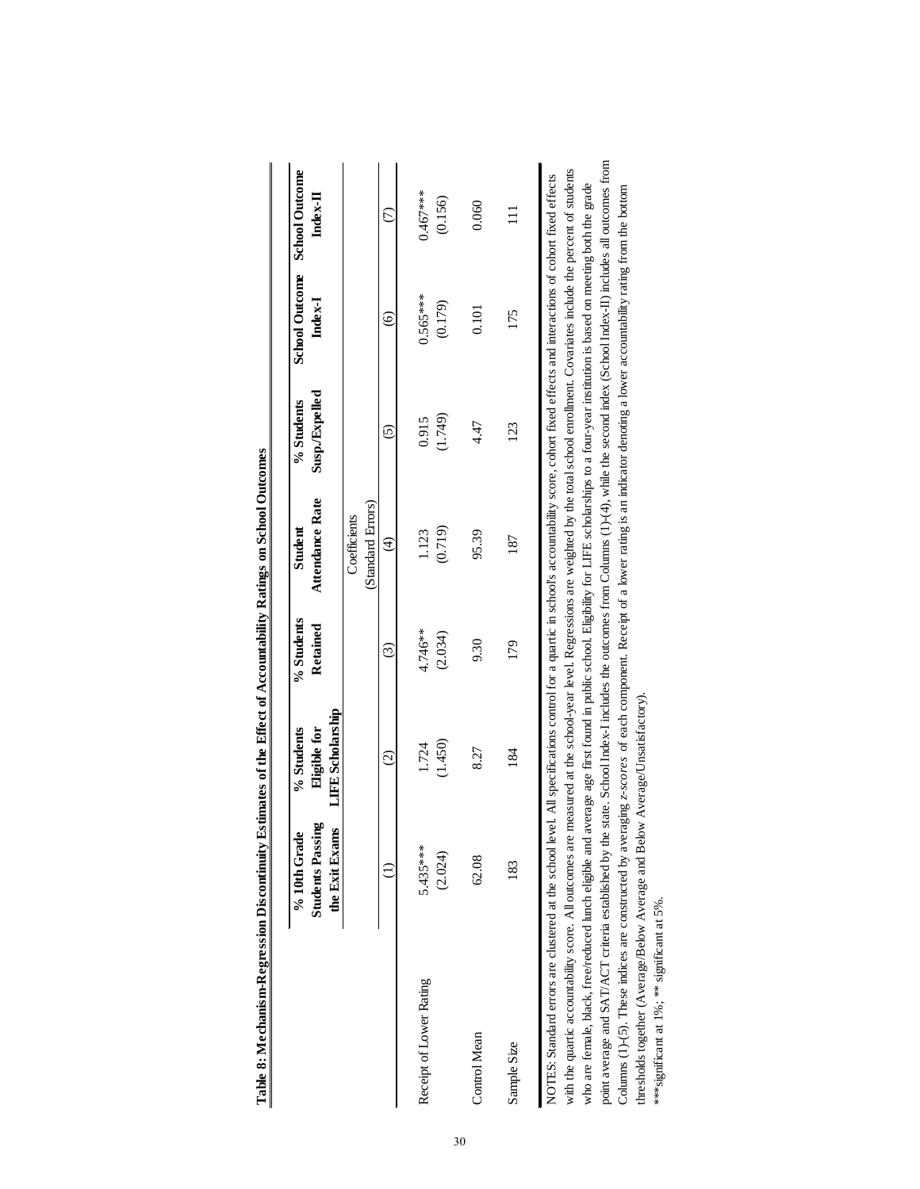**Table 8: Mechanism-Regression Discontinuity Estimates of the Effect of Accountability Ratings on School Outcomes**

| | % 10th Grade Students Passing the Exit Exams | % Students Eligible for LIFE Scholarship | % Students Retained | Student Attendance Rate | % Students Susp./Expelled | School Outcome Index-I | School Outcome Index-II |
|---|---|---|---|---|---|---|---|
| | | | | Coefficients (Standard Errors) | | | |
| | (1) | (2) | (3) | (4) | (5) | (6) | (7) |
| Receipt of Lower Rating | 5.435*** | 1.724 | 4.746** | 1.123 | 0.915 | 0.565*** | 0.467*** |
| | (2.024) | (1.450) | (2.034) | (0.719) | (1.749) | (0.179) | (0.156) |
| Control Mean | 62.08 | 8.27 | 9.30 | 95.39 | 4.47 | 0.101 | 0.060 |
| Sample Size | 183 | 184 | 179 | 187 | 123 | 175 | 111 |

NOTES: Standard errors are clustered at the school level. All specifications control for a quartic in school's accountability score, cohort fixed effects and interactions of cohort fixed effects with the quartic accountability score. All outcomes are measured at the school-year level. Regressions are weighted by the total school enrollment. Covariates include the percent of students who are female, black, free/reduced lunch eligible and average age first found in public school. Eligibility for LIFE scholarships to a four-year institution is based on meeting both the grade point average and SAT/ACT criteria established by the state. School Index-I includes the outcomes from Columns (1)-(4), while the second index (School Index-II) includes all outcomes from Columns (1)-(5). These indices are constructed by averaging *z-scores* of each component. Receipt of a lower rating is an indicator denoting a lower accountability rating from the bottom thresholds together (Average/Below Average and Below Average/Unsatisfactory).

***significant at 1%; ** significant at 5%.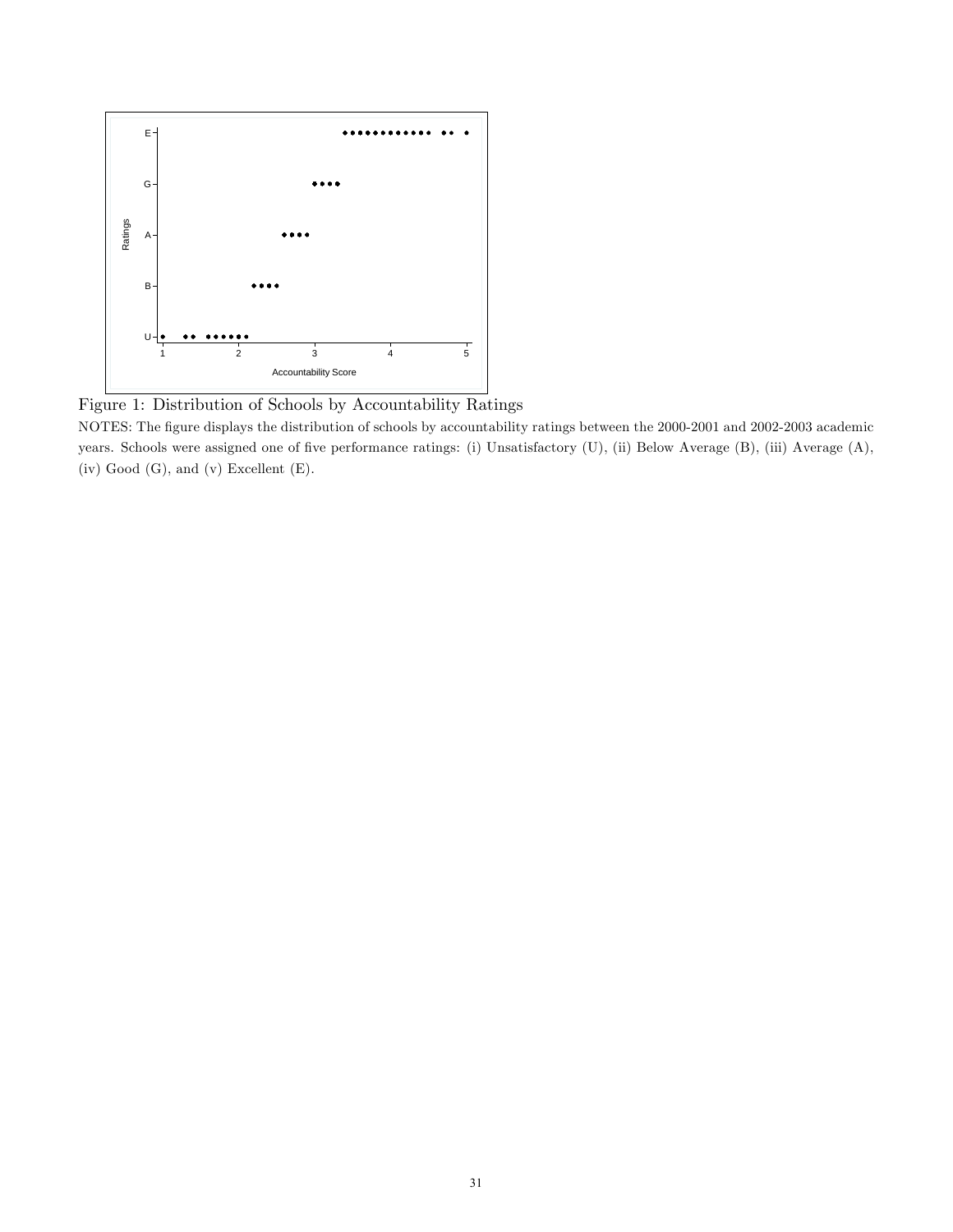Figure 1: Distribution of Schools by Accountability Ratings

NOTES: The figure displays the distribution of schools by accountability ratings between the 2000-2001 and 2002-2003 academic years. Schools were assigned one of five performance ratings: (i) Unsatisfactory (U), (ii) Below Average (B), (iii) Average (A), (iv) Good (G), and (v) Excellent (E).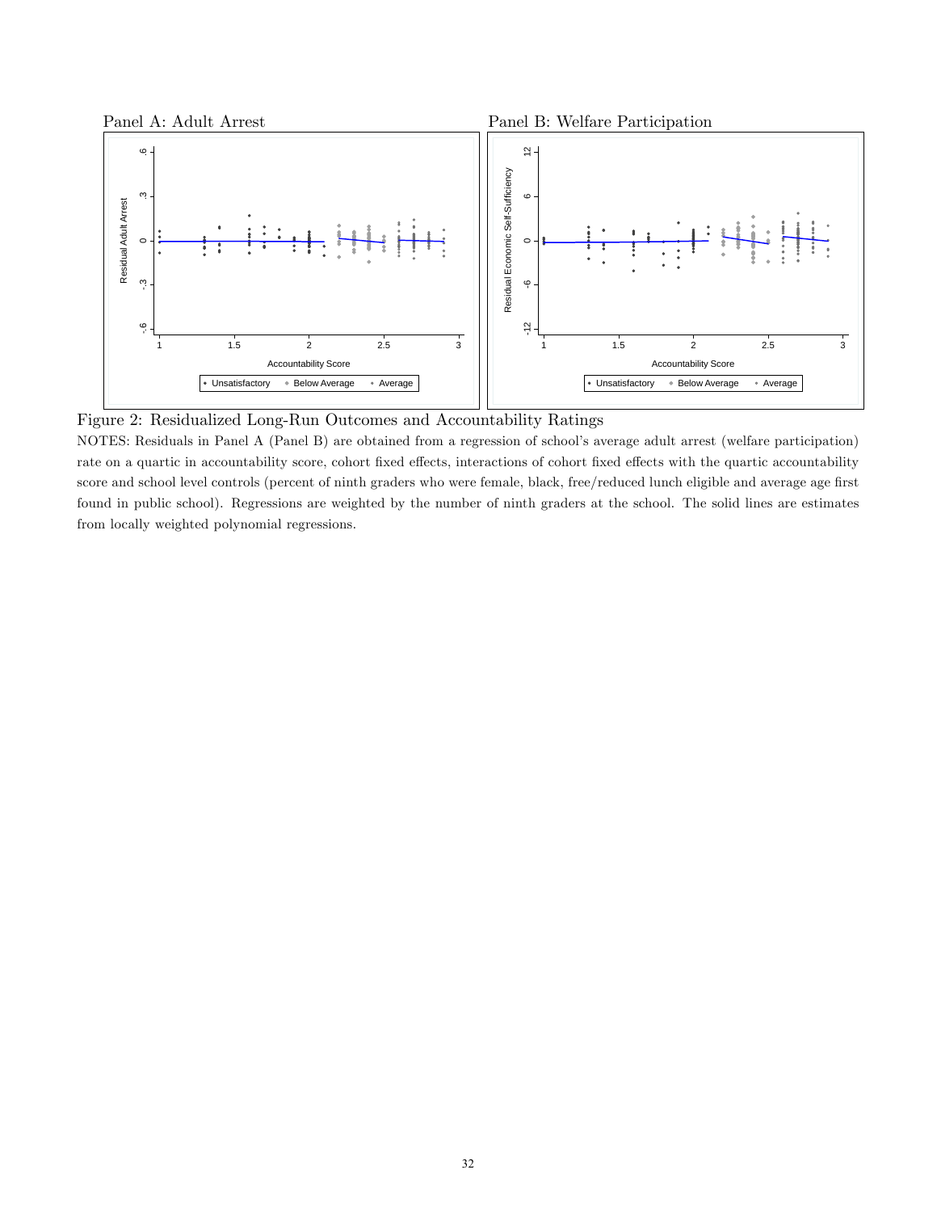Panel A: Adult Arrest

Panel B: Welfare Participation

Figure 2: Residualized Long-Run Outcomes and Accountability Ratings

NOTES: Residuals in Panel A (Panel B) are obtained from a regression of school's average adult arrest (welfare participation) rate on a quartic in accountability score, cohort fixed effects, interactions of cohort fixed effects with the quartic accountability score and school level controls (percent of ninth graders who were female, black, free/reduced lunch eligible and average age first found in public school). Regressions are weighted by the number of ninth graders at the school. The solid lines are estimates from locally weighted polynomial regressions.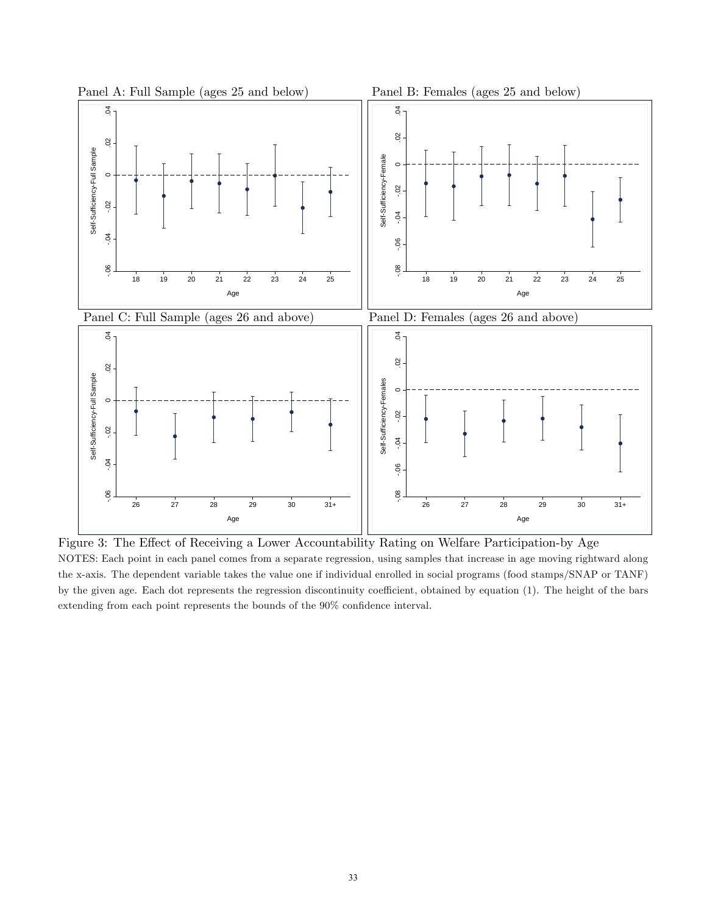Panel A: Full Sample (ages 25 and below)

Panel B: Females (ages 25 and below)

Panel C: Full Sample (ages 26 and above)

Panel D: Females (ages 26 and above)

Figure 3: The Effect of Receiving a Lower Accountability Rating on Welfare Participation-by Age

NOTES: Each point in each panel comes from a separate regression, using samples that increase in age moving rightward along the x-axis. The dependent variable takes the value one if individual enrolled in social programs (food stamps/SNAP or TANF) by the given age. Each dot represents the regression discontinuity coefficient, obtained by equation (1). The height of the bars extending from each point represents the bounds of the 90% confidence interval.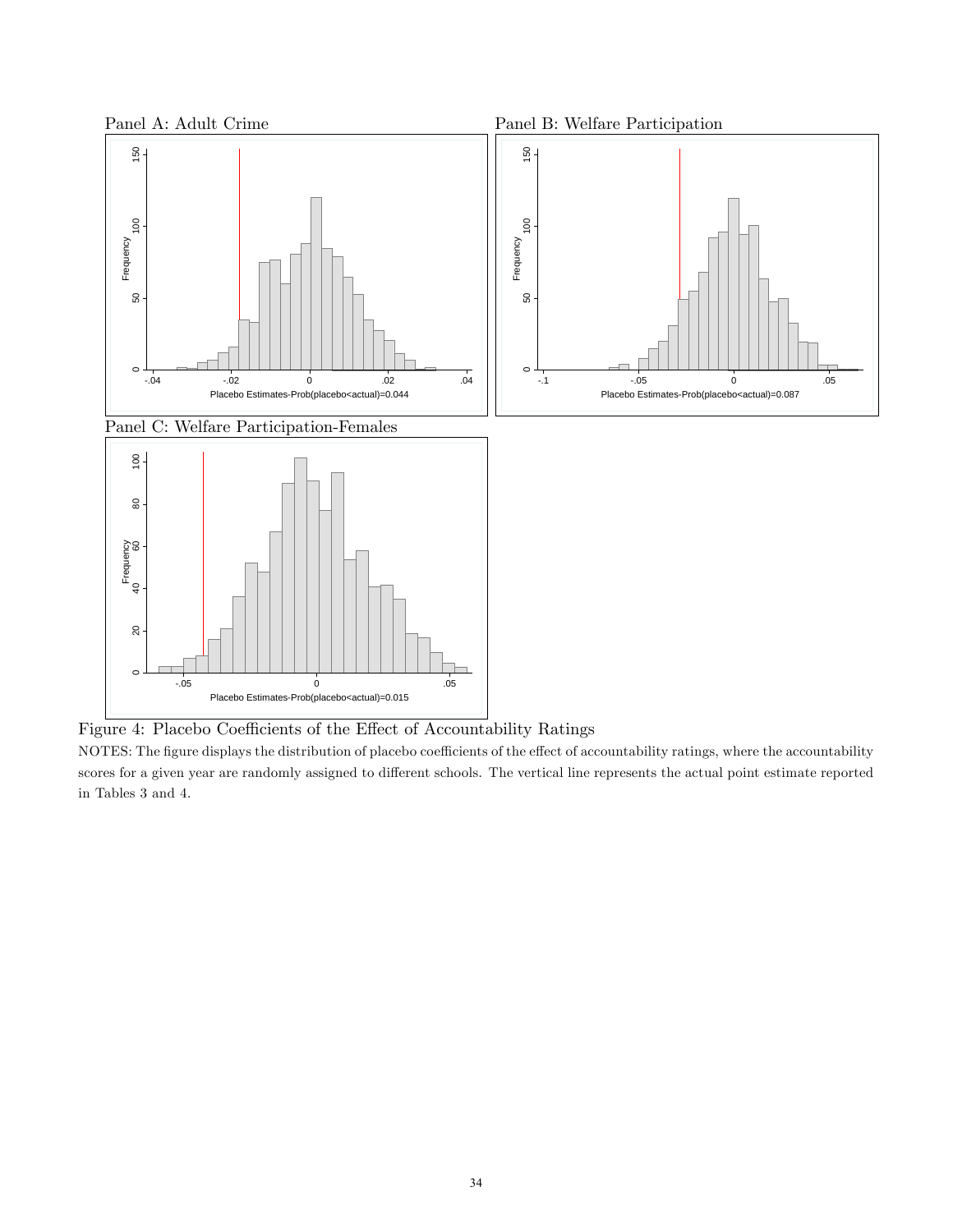Panel A: Adult Crime

Panel B: Welfare Participation

Panel C: Welfare Participation-Females

Figure 4: Placebo Coefficients of the Effect of Accountability Ratings

NOTES: The figure displays the distribution of placebo coefficients of the effect of accountability ratings, where the accountability scores for a given year are randomly assigned to different schools. The vertical line represents the actual point estimate reported in Tables 3 and 4.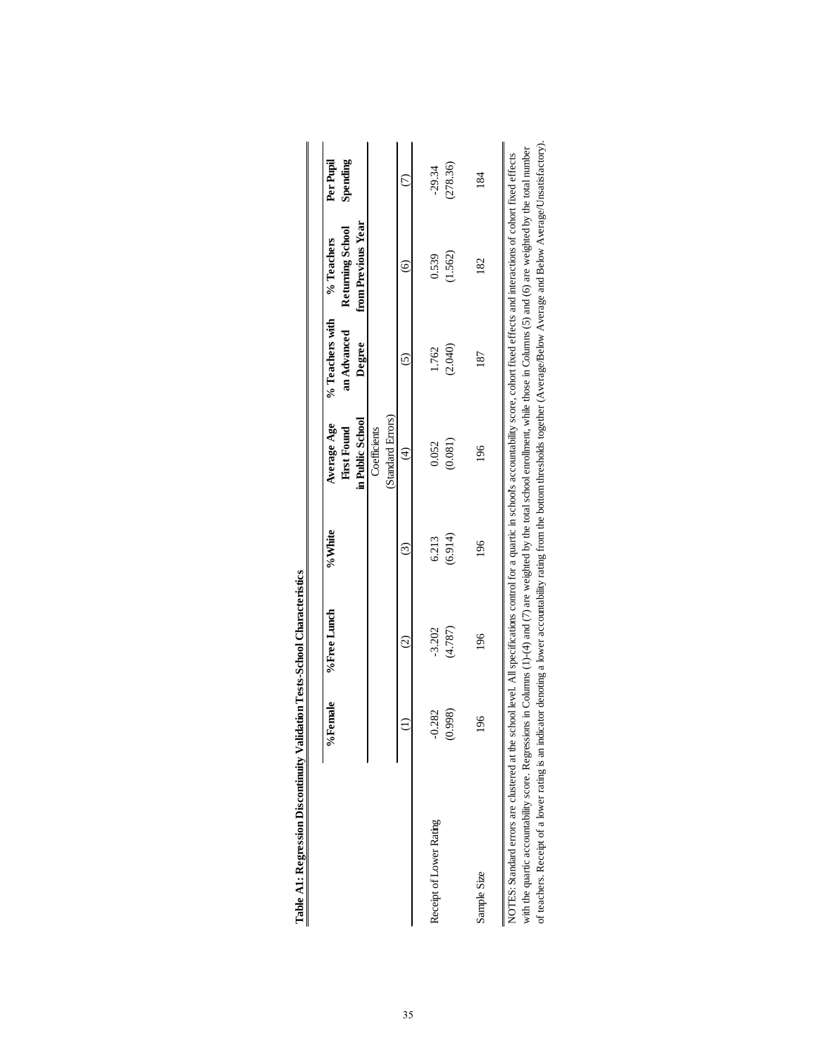**Table A1: Regression Discontinuity Validation Tests-School Characteristics**

| | %Female | %Free Lunch | %White | Average Age First Found in Public School | % Teachers with an Advanced Degree | % Teachers Returning School from Previous Year | Per Pupil Spending |
|---|---|---|---|---|---|---|---|
| | | | | Coefficients (Standard Errors) | | | |
| | (1) | (2) | (3) | (4) | (5) | (6) | (7) |
| Receipt of Lower Rating | -0.282 | -3.202 | 6.213 | 0.052 | 1.762 | 0.539 | -29.34 |
| | (0.998) | (4.787) | (6.914) | (0.081) | (2.040) | (1.562) | (278.36) |
| Sample Size | 196 | 196 | 196 | 196 | 187 | 182 | 184 |

NOTES: Standard errors are clustered at the school level. All specifications control for a quartic in school's accountability score, cohort fixed effects and interactions of cohort fixed effects with the quartic accountability score. Regressions in Columns (1)-(4) and (7) are weighted by the total school enrollment, while those in Columns (5) and (6) are weighted by the total number of teachers. Receipt of a lower rating is an indicator denoting a lower accountability rating from the bottom thresholds together (Average/Below Average and Below Average/Unsatisfactory).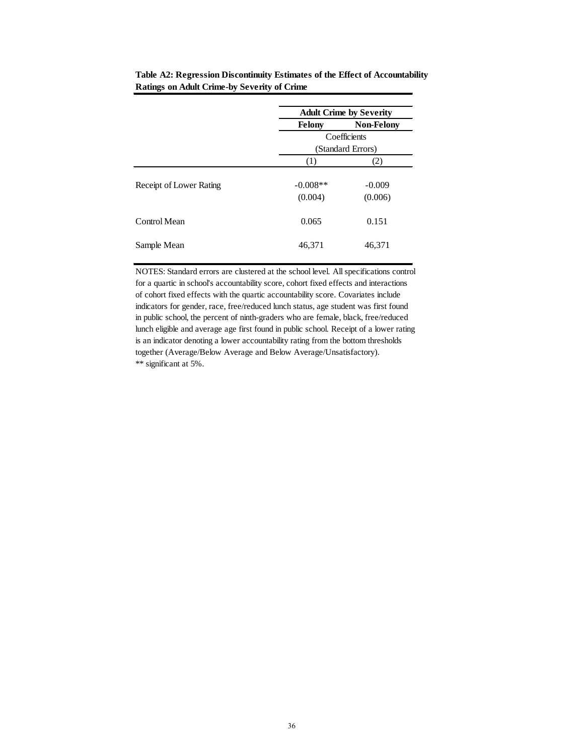**Table A2: Regression Discontinuity Estimates of the Effect of Accountability Ratings on Adult Crime-by Severity of Crime**

| | Adult Crime by Severity | |
|---|---|---|
| | Felony | Non-Felony |
| | Coefficients (Standard Errors) | |
| | (1) | (2) |
| Receipt of Lower Rating | -0.008** | -0.009 |
| | (0.004) | (0.006) |
| Control Mean | 0.065 | 0.151 |
| Sample Mean | 46,371 | 46,371 |

NOTES: Standard errors are clustered at the school level. All specifications control for a quartic in school's accountability score, cohort fixed effects and interactions of cohort fixed effects with the quartic accountability score. Covariates include indicators for gender, race, free/reduced lunch status, age student was first found in public school, the percent of ninth-graders who are female, black, free/reduced lunch eligible and average age first found in public school. Receipt of a lower rating is an indicator denoting a lower accountability rating from the bottom thresholds together (Average/Below Average and Below Average/Unsatisfactory).
** significant at 5%.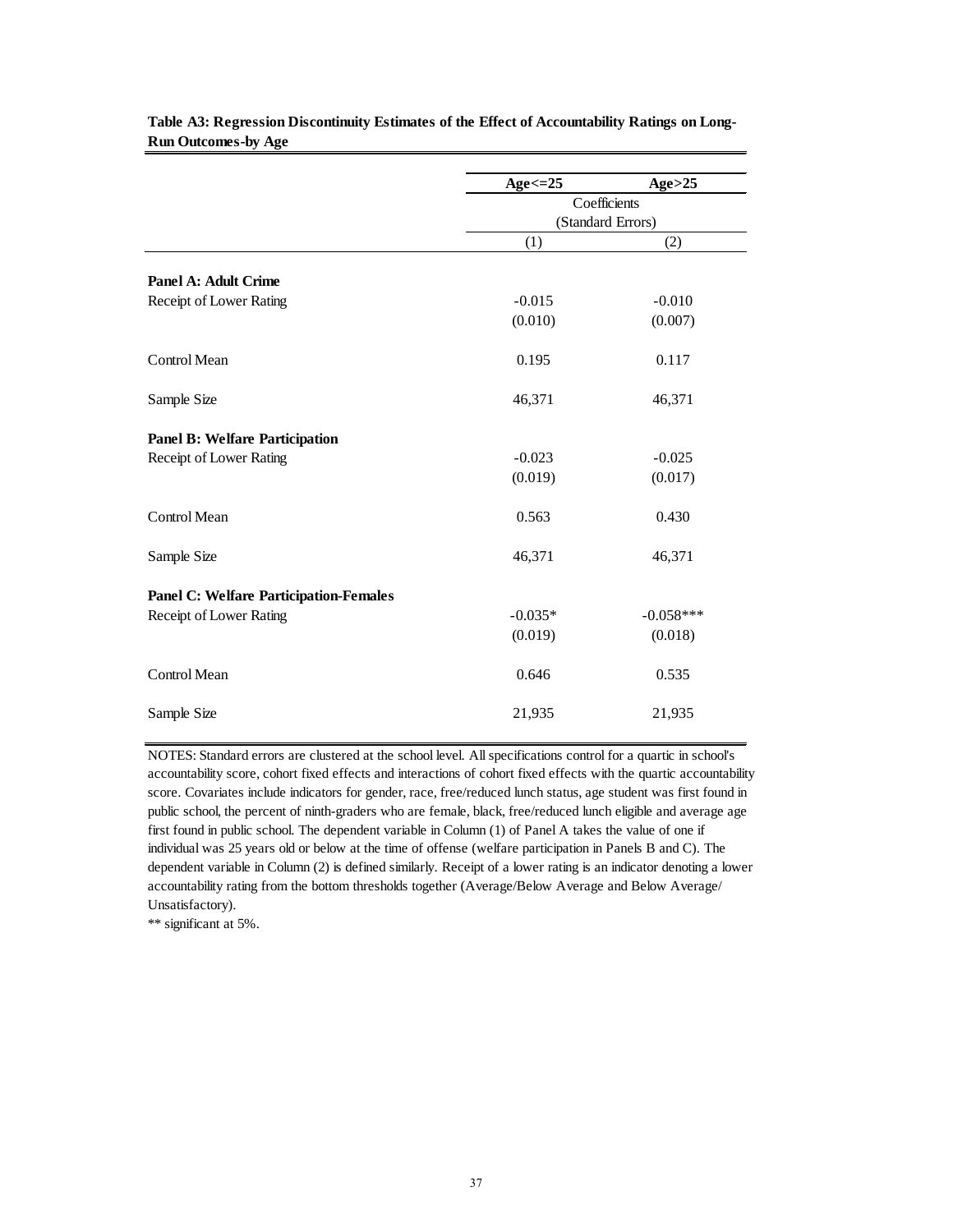**Table A3: Regression Discontinuity Estimates of the Effect of Accountability Ratings on Long-Run Outcomes-by Age**

| | **Age<=25** | **Age>25** |
|---|---|---|
| | Coefficients (Standard Errors) | |
| | (1) | (2) |
| **Panel A: Adult Crime** | | |
| Receipt of Lower Rating | -0.015 | -0.010 |
| | (0.010) | (0.007) |
| Control Mean | 0.195 | 0.117 |
| Sample Size | 46,371 | 46,371 |
| **Panel B: Welfare Participation** | | |
| Receipt of Lower Rating | -0.023 | -0.025 |
| | (0.019) | (0.017) |
| Control Mean | 0.563 | 0.430 |
| Sample Size | 46,371 | 46,371 |
| **Panel C: Welfare Participation-Females** | | |
| Receipt of Lower Rating | -0.035* | -0.058*** |
| | (0.019) | (0.018) |
| Control Mean | 0.646 | 0.535 |
| Sample Size | 21,935 | 21,935 |

NOTES: Standard errors are clustered at the school level. All specifications control for a quartic in school's accountability score, cohort fixed effects and interactions of cohort fixed effects with the quartic accountability score. Covariates include indicators for gender, race, free/reduced lunch status, age student was first found in public school, the percent of ninth-graders who are female, black, free/reduced lunch eligible and average age first found in public school. The dependent variable in Column (1) of Panel A takes the value of one if individual was 25 years old or below at the time of offense (welfare participation in Panels B and C). The dependent variable in Column (2) is defined similarly. Receipt of a lower rating is an indicator denoting a lower accountability rating from the bottom thresholds together (Average/Below Average and Below Average/ Unsatisfactory).

** significant at 5%.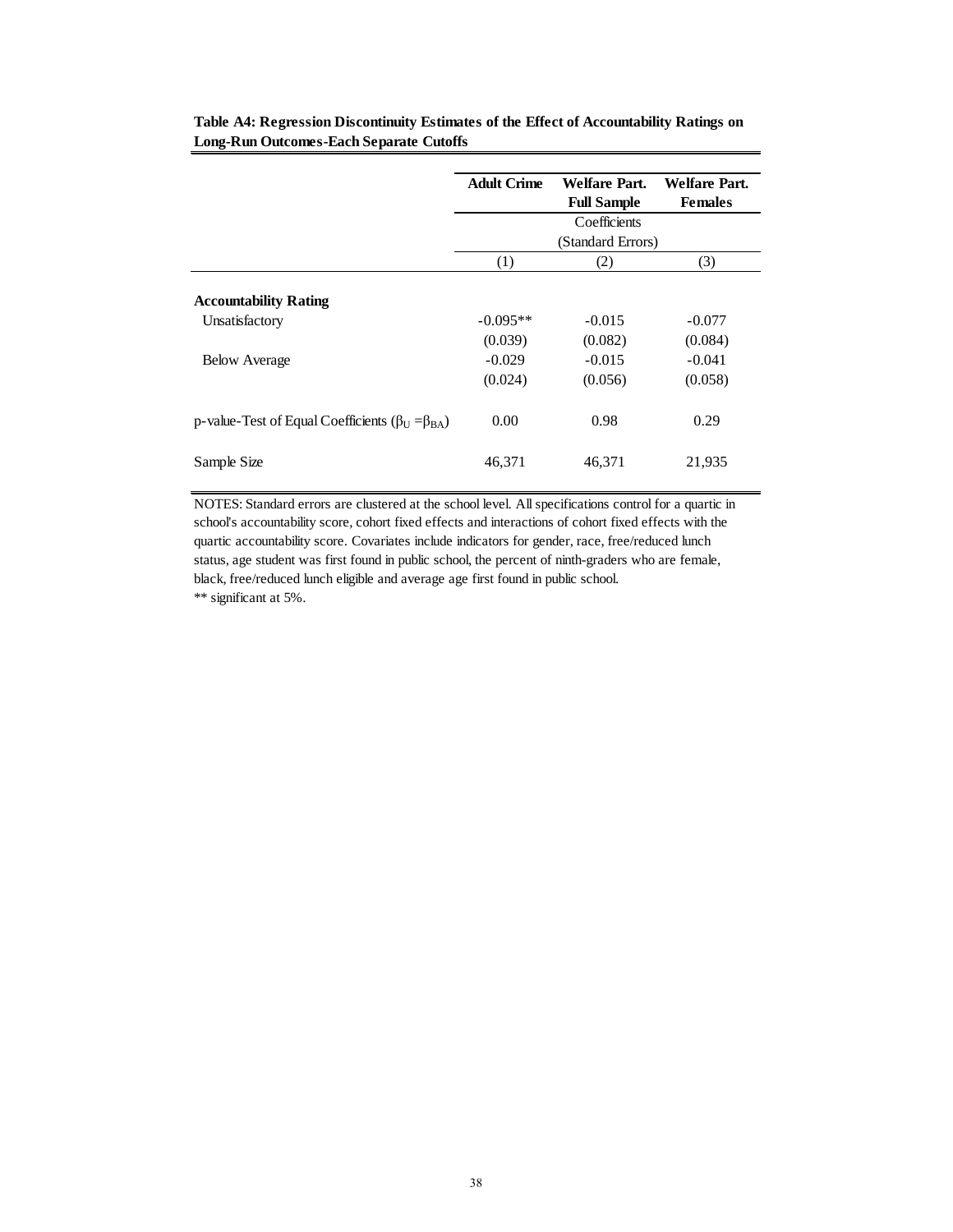**Table A4: Regression Discontinuity Estimates of the Effect of Accountability Ratings on Long-Run Outcomes-Each Separate Cutoffs**

| | Adult Crime | Welfare Part. Full Sample | Welfare Part. Females |
|---|---|---|---|
| | | Coefficients (Standard Errors) | |
| | (1) | (2) | (3) |
| **Accountability Rating** | | | |
| Unsatisfactory | -0.095** | -0.015 | -0.077 |
| | (0.039) | (0.082) | (0.084) |
| Below Average | -0.029 | -0.015 | -0.041 |
| | (0.024) | (0.056) | (0.058) |
| p-value-Test of Equal Coefficients ($\beta_U = \beta_{BA}$) | 0.00 | 0.98 | 0.29 |
| Sample Size | 46,371 | 46,371 | 21,935 |

NOTES: Standard errors are clustered at the school level. All specifications control for a quartic in school's accountability score, cohort fixed effects and interactions of cohort fixed effects with the quartic accountability score. Covariates include indicators for gender, race, free/reduced lunch status, age student was first found in public school, the percent of ninth-graders who are female, black, free/reduced lunch eligible and average age first found in public school.
** significant at 5%.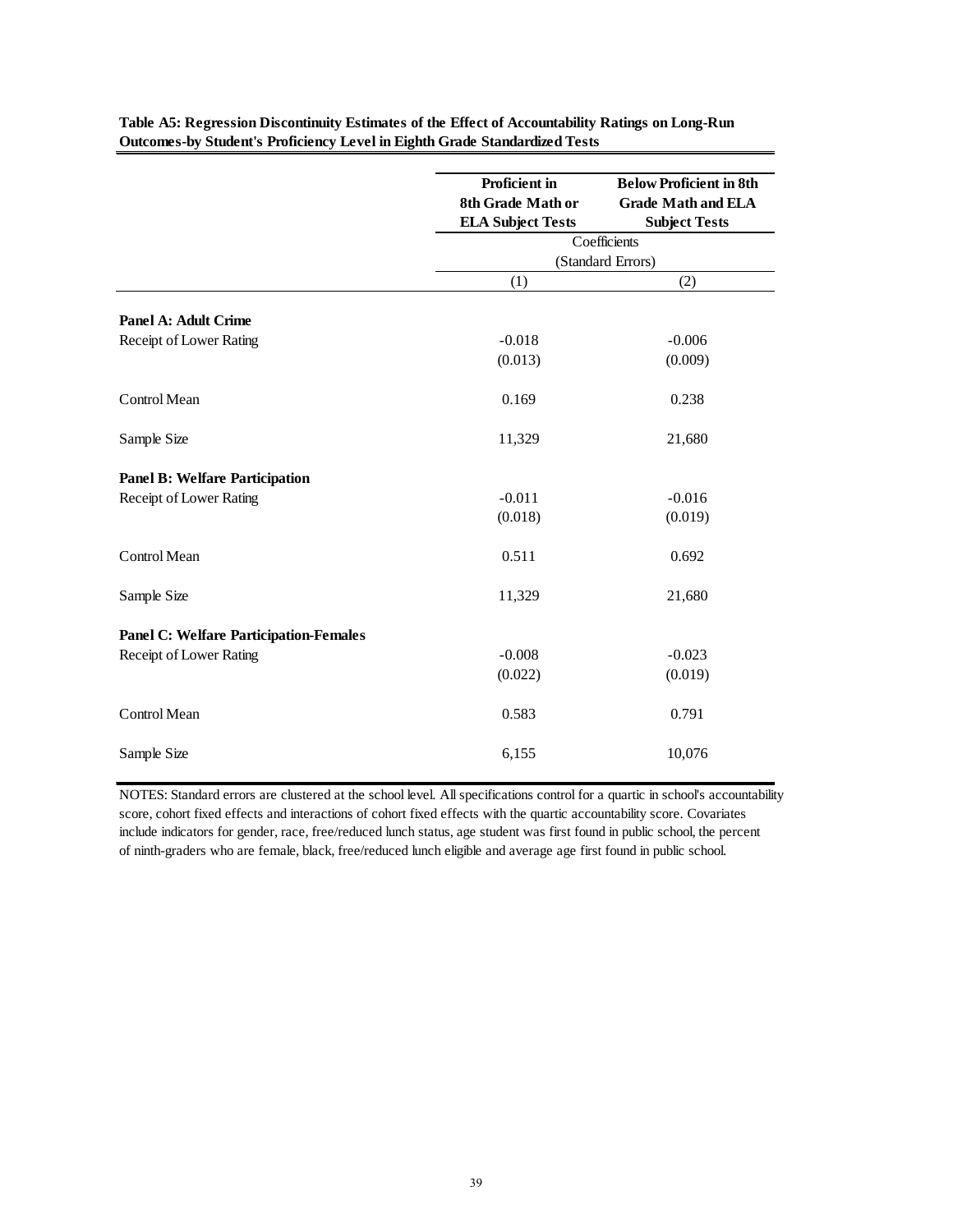**Table A5: Regression Discontinuity Estimates of the Effect of Accountability Ratings on Long-Run Outcomes-by Student's Proficiency Level in Eighth Grade Standardized Tests**

| | Proficient in 8th Grade Math or ELA Subject Tests | Below Proficient in 8th Grade Math and ELA Subject Tests |
|---|---|---|
| | Coefficients (Standard Errors) | |
| | (1) | (2) |
| **Panel A: Adult Crime** | | |
| Receipt of Lower Rating | -0.018 | -0.006 |
| | (0.013) | (0.009) |
| Control Mean | 0.169 | 0.238 |
| Sample Size | 11,329 | 21,680 |
| **Panel B: Welfare Participation** | | |
| Receipt of Lower Rating | -0.011 | -0.016 |
| | (0.018) | (0.019) |
| Control Mean | 0.511 | 0.692 |
| Sample Size | 11,329 | 21,680 |
| **Panel C: Welfare Participation-Females** | | |
| Receipt of Lower Rating | -0.008 | -0.023 |
| | (0.022) | (0.019) |
| Control Mean | 0.583 | 0.791 |
| Sample Size | 6,155 | 10,076 |

NOTES: Standard errors are clustered at the school level. All specifications control for a quartic in school's accountability score, cohort fixed effects and interactions of cohort fixed effects with the quartic accountability score. Covariates include indicators for gender, race, free/reduced lunch status, age student was first found in public school, the percent of ninth-graders who are female, black, free/reduced lunch eligible and average age first found in public school.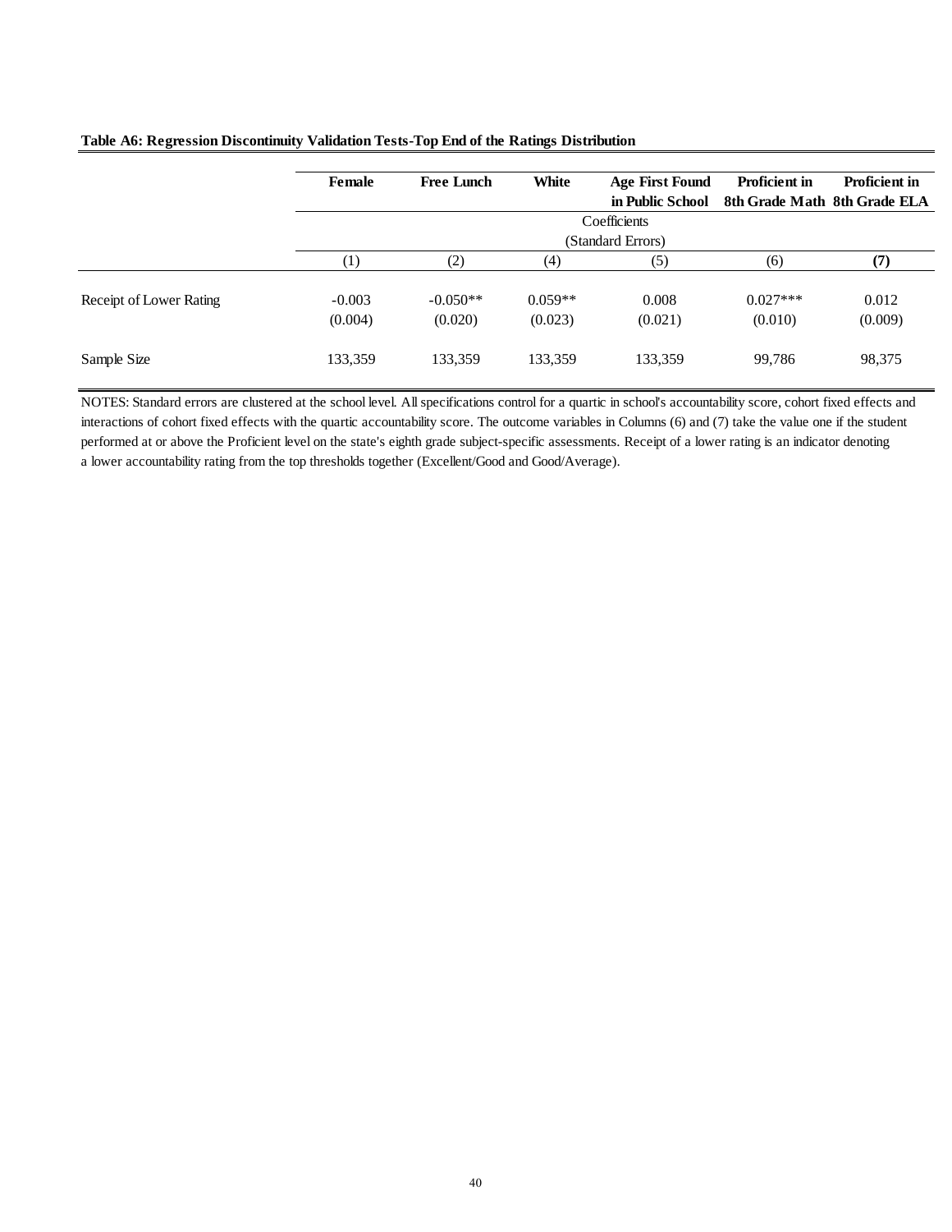**Table A6: Regression Discontinuity Validation Tests-Top End of the Ratings Distribution**

| | **Female** | **Free Lunch** | **White** | **Age First Found in Public School** | **Proficient in 8th Grade Math** | **Proficient in 8th Grade ELA** |
|---|---|---|---|---|---|---|
| | Coefficients (Standard Errors) | | | | | |
| | (1) | (2) | (4) | (5) | (6) | **(7)** |
| Receipt of Lower Rating | -0.003 | -0.050** | 0.059** | 0.008 | 0.027*** | 0.012 |
| | (0.004) | (0.020) | (0.023) | (0.021) | (0.010) | (0.009) |
| Sample Size | 133,359 | 133,359 | 133,359 | 133,359 | 99,786 | 98,375 |

NOTES: Standard errors are clustered at the school level. All specifications control for a quartic in school's accountability score, cohort fixed effects and interactions of cohort fixed effects with the quartic accountability score. The outcome variables in Columns (6) and (7) take the value one if the student performed at or above the Proficient level on the state's eighth grade subject-specific assessments. Receipt of a lower rating is an indicator denoting a lower accountability rating from the top thresholds together (Excellent/Good and Good/Average).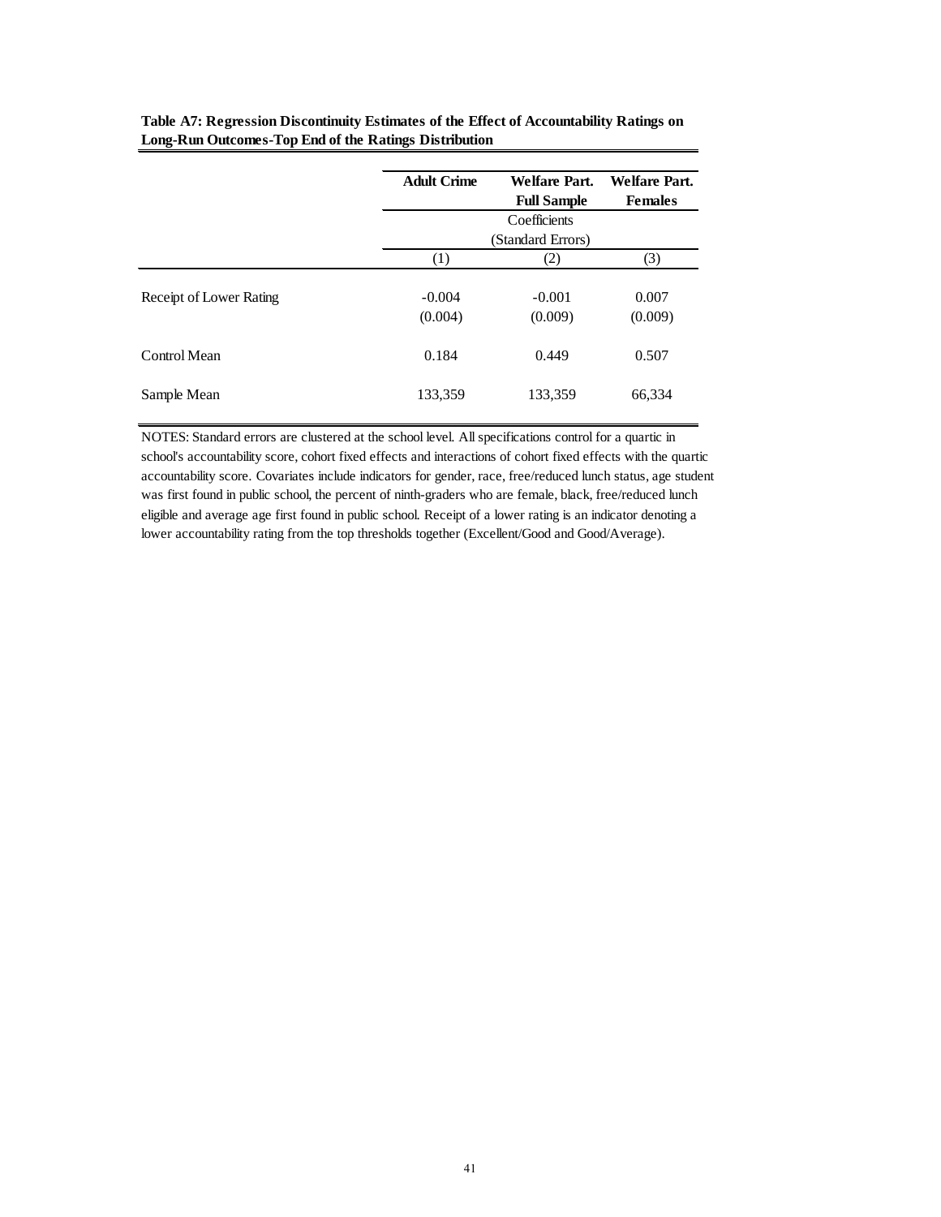**Table A7: Regression Discontinuity Estimates of the Effect of Accountability Ratings on Long-Run Outcomes-Top End of the Ratings Distribution**

| | Adult Crime | Welfare Part. Full Sample | Welfare Part. Females |
|---|---|---|---|
| | Coefficients (Standard Errors) | | |
| | (1) | (2) | (3) |
| Receipt of Lower Rating | -0.004 | -0.001 | 0.007 |
| | (0.004) | (0.009) | (0.009) |
| Control Mean | 0.184 | 0.449 | 0.507 |
| Sample Mean | 133,359 | 133,359 | 66,334 |

NOTES: Standard errors are clustered at the school level. All specifications control for a quartic in school's accountability score, cohort fixed effects and interactions of cohort fixed effects with the quartic accountability score. Covariates include indicators for gender, race, free/reduced lunch status, age student was first found in public school, the percent of ninth-graders who are female, black, free/reduced lunch eligible and average age first found in public school. Receipt of a lower rating is an indicator denoting a lower accountability rating from the top thresholds together (Excellent/Good and Good/Average).